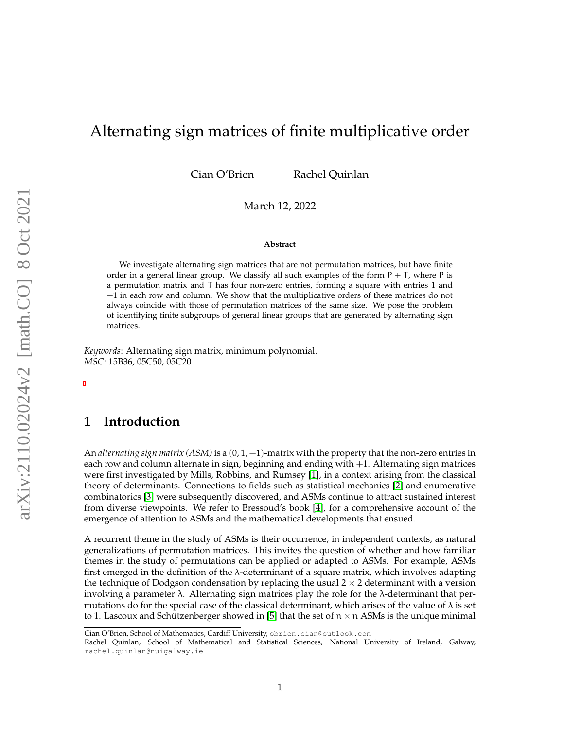# Alternating sign matrices of finite multiplicative order

Cian O'Brien    Rachel Quinlan

March 12, 2022

### Abstract

We investigate alternating sign matrices that are not permutation matrices, but have finite order in a general linear group. We classify all such examples of the form $P + T$, where $P$ is a permutation matrix and $T$ has four non-zero entries, forming a square with entries 1 and $-1$ in each row and column. We show that the multiplicative orders of these matrices do not always coincide with those of permutation matrices of the same size. We pose the problem of identifying finite subgroups of general linear groups that are generated by alternating sign matrices.

*Keywords*: Alternating sign matrix, minimum polynomial.
*MSC*: 15B36, 05C50, 05C20

## 1 Introduction

An *alternating sign matrix (ASM)* is a $(0, 1, -1)$-matrix with the property that the non-zero entries in each row and column alternate in sign, beginning and ending with $+1$. Alternating sign matrices were first investigated by Mills, Robbins, and Rumsey [1], in a context arising from the classical theory of determinants. Connections to fields such as statistical mechanics [2] and enumerative combinatorics [3] were subsequently discovered, and ASMs continue to attract sustained interest from diverse viewpoints. We refer to Bressoud's book [4], for a comprehensive account of the emergence of attention to ASMs and the mathematical developments that ensued.

A recurrent theme in the study of ASMs is their occurrence, in independent contexts, as natural generalizations of permutation matrices. This invites the question of whether and how familiar themes in the study of permutations can be applied or adapted to ASMs. For example, ASMs first emerged in the definition of the $\lambda$-determinant of a square matrix, which involves adapting the technique of Dodgson condensation by replacing the usual $2 \times 2$ determinant with a version involving a parameter $\lambda$. Alternating sign matrices play the role for the $\lambda$-determinant that permutations do for the special case of the classical determinant, which arises of the value of $\lambda$ is set to 1. Lascoux and Schützenberger showed in [5] that the set of $n \times n$ ASMs is the unique minimal

Cian O'Brien, School of Mathematics, Cardiff University, obrien.cian@outlook.com
Rachel Quinlan, School of Mathematical and Statistical Sciences, National University of Ireland, Galway, rachel.quinlan@nuigalway.ie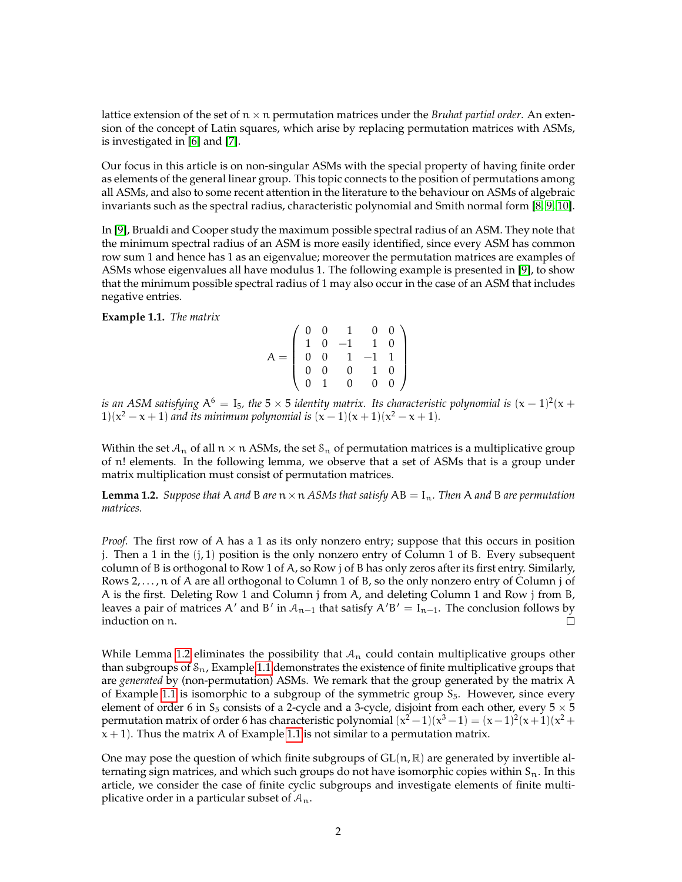lattice extension of the set of $n \times n$ permutation matrices under the *Bruhat partial order*. An extension of the concept of Latin squares, which arise by replacing permutation matrices with ASMs, is investigated in [6] and [7].

Our focus in this article is on non-singular ASMs with the special property of having finite order as elements of the general linear group. This topic connects to the position of permutations among all ASMs, and also to some recent attention in the literature to the behaviour on ASMs of algebraic invariants such as the spectral radius, characteristic polynomial and Smith normal form [8, 9, 10].

In [9], Brualdi and Cooper study the maximum possible spectral radius of an ASM. They note that the minimum spectral radius of an ASM is more easily identified, since every ASM has common row sum 1 and hence has 1 as an eigenvalue; moreover the permutation matrices are examples of ASMs whose eigenvalues all have modulus 1. The following example is presented in [9], to show that the minimum possible spectral radius of 1 may also occur in the case of an ASM that includes negative entries.

**Example 1.1.** *The matrix*

$$A = \begin{pmatrix} 0 & 0 & 1 & 0 & 0 \\ 1 & 0 & -1 & 1 & 0 \\ 0 & 0 & 1 & -1 & 1 \\ 0 & 0 & 0 & 1 & 0 \\ 0 & 1 & 0 & 0 & 0 \end{pmatrix}$$

*is an ASM satisfying $A^6 = I_5$, the $5 \times 5$ identity matrix. Its characteristic polynomial is $(x-1)^2(x+1)(x^2-x+1)$ and its minimum polynomial is $(x-1)(x+1)(x^2-x+1)$.*

Within the set $\mathcal{A}_n$ of all $n \times n$ ASMs, the set $\mathcal{S}_n$ of permutation matrices is a multiplicative group of $n!$ elements. In the following lemma, we observe that a set of ASMs that is a group under matrix multiplication must consist of permutation matrices.

**Lemma 1.2.** *Suppose that $A$ and $B$ are $n \times n$ ASMs that satisfy $AB = I_n$. Then $A$ and $B$ are permutation matrices.*

*Proof.* The first row of $A$ has a 1 as its only nonzero entry; suppose that this occurs in position $j$. Then a 1 in the $(j, 1)$ position is the only nonzero entry of Column 1 of $B$. Every subsequent column of $B$ is orthogonal to Row 1 of $A$, so Row $j$ of $B$ has only zeros after its first entry. Similarly, Rows $2, \dots, n$ of $A$ are all orthogonal to Column 1 of $B$, so the only nonzero entry of Column $j$ of $A$ is the first. Deleting Row 1 and Column $j$ from $A$, and deleting Column 1 and Row $j$ from $B$, leaves a pair of matrices $A'$ and $B'$ in $\mathcal{A}_{n-1}$ that satisfy $A'B' = I_{n-1}$. The conclusion follows by induction on $n$. □

While Lemma 1.2 eliminates the possibility that $\mathcal{A}_n$ could contain multiplicative groups other than subgroups of $\mathcal{S}_n$, Example 1.1 demonstrates the existence of finite multiplicative groups that are *generated* by (non-permutation) ASMs. We remark that the group generated by the matrix $A$ of Example 1.1 is isomorphic to a subgroup of the symmetric group $S_5$. However, since every element of order 6 in $S_5$ consists of a 2-cycle and a 3-cycle, disjoint from each other, every $5 \times 5$ permutation matrix of order 6 has characteristic polynomial $(x^2-1)(x^3-1) = (x-1)^2(x+1)(x^2+x+1)$. Thus the matrix $A$ of Example 1.1 is not similar to a permutation matrix.

One may pose the question of which finite subgroups of $\mathrm{GL}(n, \mathbb{R})$ are generated by invertible alternating sign matrices, and which such groups do not have isomorphic copies within $S_n$. In this article, we consider the case of finite cyclic subgroups and investigate elements of finite multiplicative order in a particular subset of $\mathcal{A}_n$.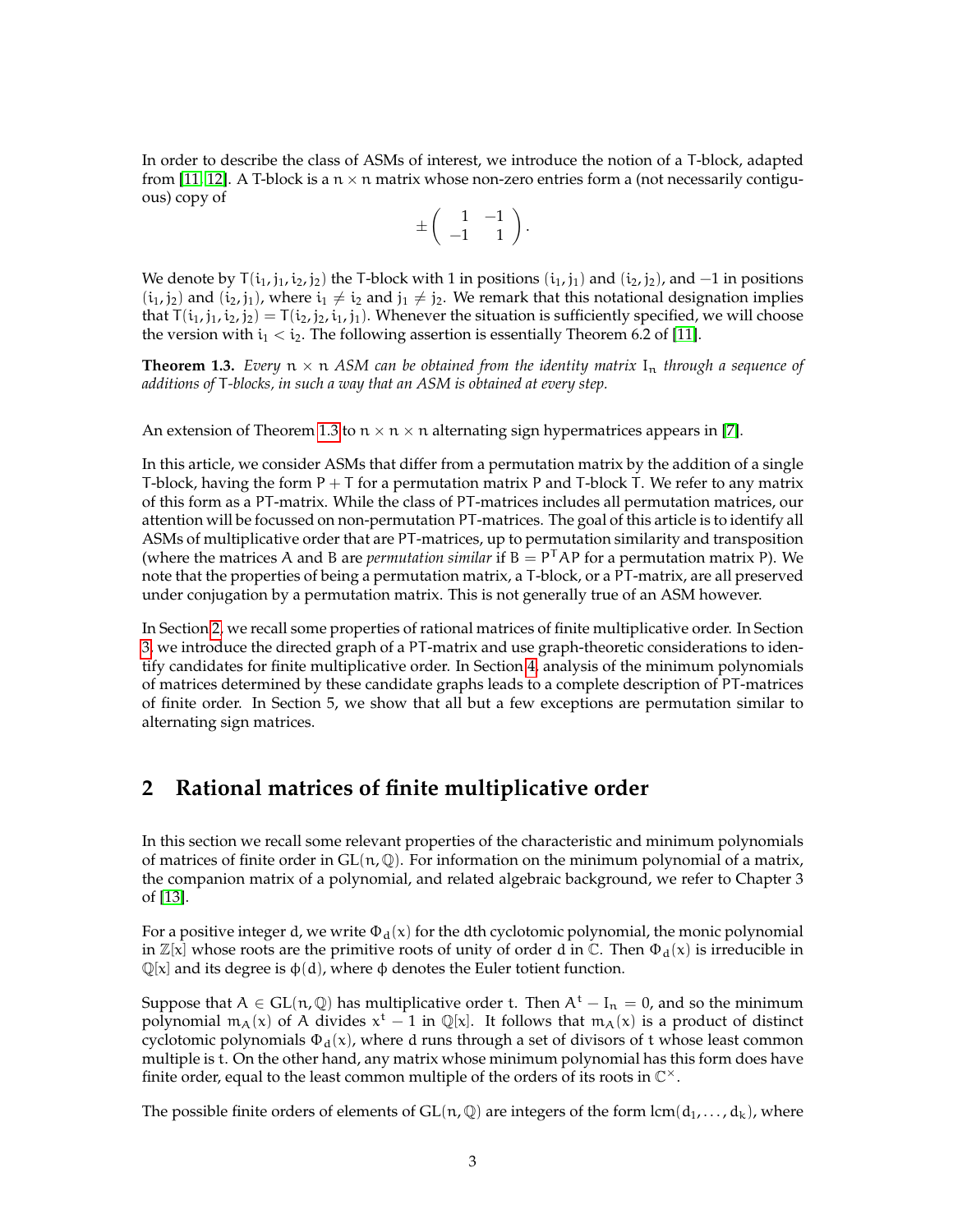In order to describe the class of ASMs of interest, we introduce the notion of a T-block, adapted from [11, 12]. A T-block is a $n \times n$ matrix whose non-zero entries form a (not necessarily contiguous) copy of

$$\pm \begin{pmatrix} 1 & -1 \\ -1 & 1 \end{pmatrix}.$$

We denote by $T(i_1, j_1, i_2, j_2)$ the T-block with 1 in positions $(i_1, j_1)$ and $(i_2, j_2)$, and $-1$ in positions $(i_1, j_2)$ and $(i_2, j_1)$, where $i_1 \neq i_2$ and $j_1 \neq j_2$. We remark that this notational designation implies that $T(i_1, j_1, i_2, j_2) = T(i_2, j_2, i_1, j_1)$. Whenever the situation is sufficiently specified, we will choose the version with $i_1 < i_2$. The following assertion is essentially Theorem 6.2 of [11].

**Theorem 1.3.** *Every $n \times n$ ASM can be obtained from the identity matrix $I_n$ through a sequence of additions of T-blocks, in such a way that an ASM is obtained at every step.*

An extension of Theorem 1.3 to $n \times n \times n$ alternating sign hypermatrices appears in [7].

In this article, we consider ASMs that differ from a permutation matrix by the addition of a single T-block, having the form $P + T$ for a permutation matrix $P$ and T-block $T$. We refer to any matrix of this form as a PT-matrix. While the class of PT-matrices includes all permutation matrices, our attention will be focussed on non-permutation PT-matrices. The goal of this article is to identify all ASMs of multiplicative order that are PT-matrices, up to permutation similarity and transposition (where the matrices $A$ and $B$ are *permutation similar* if $B = P^T AP$ for a permutation matrix $P$). We note that the properties of being a permutation matrix, a T-block, or a PT-matrix, are all preserved under conjugation by a permutation matrix. This is not generally true of an ASM however.

In Section 2, we recall some properties of rational matrices of finite multiplicative order. In Section 3, we introduce the directed graph of a PT-matrix and use graph-theoretic considerations to identify candidates for finite multiplicative order. In Section 4, analysis of the minimum polynomials of matrices determined by these candidate graphs leads to a complete description of PT-matrices of finite order. In Section 5, we show that all but a few exceptions are permutation similar to alternating sign matrices.

## 2 Rational matrices of finite multiplicative order

In this section we recall some relevant properties of the characteristic and minimum polynomials of matrices of finite order in $GL(n, \mathbb{Q})$. For information on the minimum polynomial of a matrix, the companion matrix of a polynomial, and related algebraic background, we refer to Chapter 3 of [13].

For a positive integer $d$, we write $\Phi_d(x)$ for the $d$th cyclotomic polynomial, the monic polynomial in $\mathbb{Z}[x]$ whose roots are the primitive roots of unity of order $d$ in $\mathbb{C}$. Then $\Phi_d(x)$ is irreducible in $\mathbb{Q}[x]$ and its degree is $\phi(d)$, where $\phi$ denotes the Euler totient function.

Suppose that $A \in GL(n, \mathbb{Q})$ has multiplicative order $t$. Then $A^t - I_n = 0$, and so the minimum polynomial $m_A(x)$ of $A$ divides $x^t - 1$ in $\mathbb{Q}[x]$. It follows that $m_A(x)$ is a product of distinct cyclotomic polynomials $\Phi_d(x)$, where $d$ runs through a set of divisors of $t$ whose least common multiple is $t$. On the other hand, any matrix whose minimum polynomial has this form does have finite order, equal to the least common multiple of the orders of its roots in $\mathbb{C}^\times$.

The possible finite orders of elements of $GL(n, \mathbb{Q})$ are integers of the form $\text{lcm}(d_1, \ldots, d_k)$, where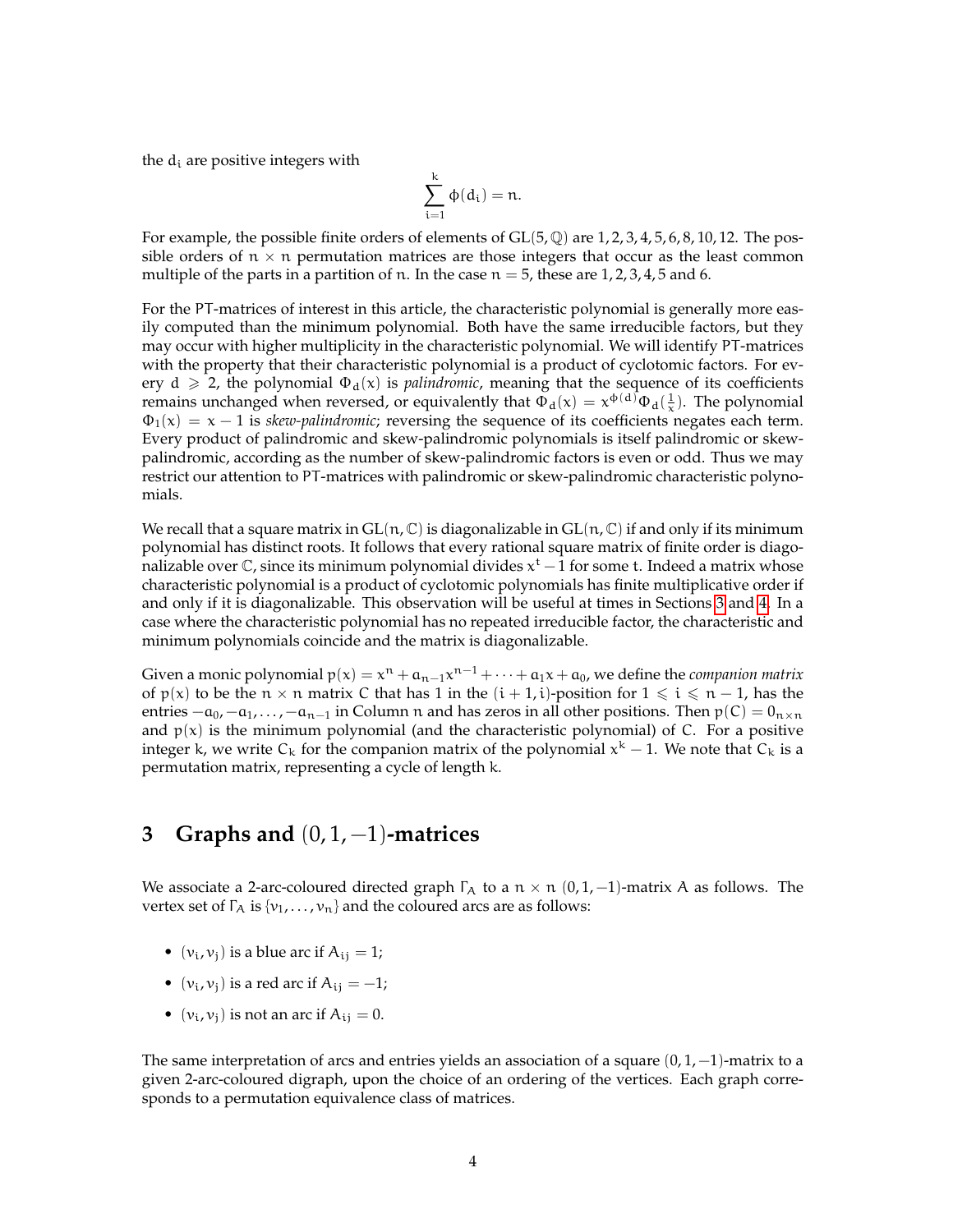the $d_i$ are positive integers with

$$\sum_{i=1}^{k} \phi(d_i) = n.$$

For example, the possible finite orders of elements of $\mathrm{GL}(5,\mathbb{Q})$ are $1, 2, 3, 4, 5, 6, 8, 10, 12$. The possible orders of $n \times n$ permutation matrices are those integers that occur as the least common multiple of the parts in a partition of $n$. In the case $n = 5$, these are $1, 2, 3, 4, 5$ and $6$.

For the PT-matrices of interest in this article, the characteristic polynomial is generally more easily computed than the minimum polynomial. Both have the same irreducible factors, but they may occur with higher multiplicity in the characteristic polynomial. We will identify PT-matrices with the property that their characteristic polynomial is a product of cyclotomic factors. For every $d \geqslant 2$, the polynomial $\Phi_d(x)$ is *palindromic*, meaning that the sequence of its coefficients remains unchanged when reversed, or equivalently that $\Phi_d(x) = x^{\phi(d)}\Phi_d(\frac{1}{x})$. The polynomial $\Phi_1(x) = x - 1$ is *skew-palindromic*; reversing the sequence of its coefficients negates each term. Every product of palindromic and skew-palindromic polynomials is itself palindromic or skew-palindromic, according as the number of skew-palindromic factors is even or odd. Thus we may restrict our attention to PT-matrices with palindromic or skew-palindromic characteristic polynomials.

We recall that a square matrix in $\mathrm{GL}(n,\mathbb{C})$ is diagonalizable in $\mathrm{GL}(n,\mathbb{C})$ if and only if its minimum polynomial has distinct roots. It follows that every rational square matrix of finite order is diagonalizable over $\mathbb{C}$, since its minimum polynomial divides $x^t - 1$ for some $t$. Indeed a matrix whose characteristic polynomial is a product of cyclotomic polynomials has finite multiplicative order if and only if it is diagonalizable. This observation will be useful at times in Sections 3 and 4. In a case where the characteristic polynomial has no repeated irreducible factor, the characteristic and minimum polynomials coincide and the matrix is diagonalizable.

Given a monic polynomial $p(x) = x^n + a_{n-1}x^{n-1} + \cdots + a_1 x + a_0$, we define the *companion matrix* of $p(x)$ to be the $n \times n$ matrix $C$ that has $1$ in the $(i+1, i)$-position for $1 \leqslant i \leqslant n-1$, has the entries $-a_0, -a_1, \ldots, -a_{n-1}$ in Column $n$ and has zeros in all other positions. Then $p(C) = 0_{n \times n}$ and $p(x)$ is the minimum polynomial (and the characteristic polynomial) of $C$. For a positive integer $k$, we write $C_k$ for the companion matrix of the polynomial $x^k - 1$. We note that $C_k$ is a permutation matrix, representing a cycle of length $k$.

## 3 Graphs and $(0, 1, -1)$-matrices

We associate a 2-arc-coloured directed graph $\Gamma_A$ to a $n \times n$ $(0, 1, -1)$-matrix $A$ as follows. The vertex set of $\Gamma_A$ is $\{v_1, \ldots, v_n\}$ and the coloured arcs are as follows:

- $(v_i, v_j)$ is a blue arc if $A_{ij} = 1$;
- $(v_i, v_j)$ is a red arc if $A_{ij} = -1$;
- $(v_i, v_j)$ is not an arc if $A_{ij} = 0$.

The same interpretation of arcs and entries yields an association of a square $(0, 1, -1)$-matrix to a given 2-arc-coloured digraph, upon the choice of an ordering of the vertices. Each graph corresponds to a permutation equivalence class of matrices.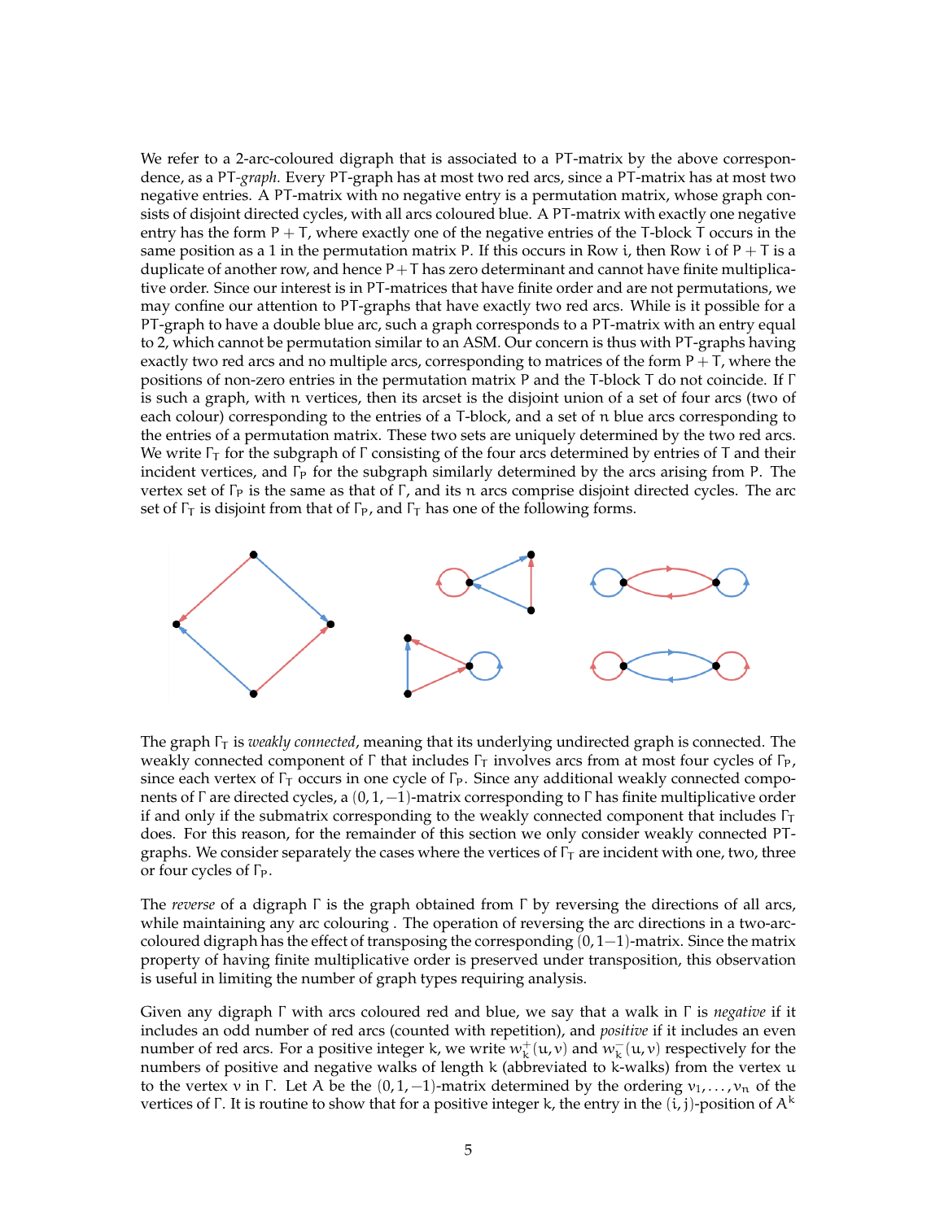We refer to a 2-arc-coloured digraph that is associated to a PT-matrix by the above correspondence, as a PT-*graph*. Every PT-graph has at most two red arcs, since a PT-matrix has at most two negative entries. A PT-matrix with no negative entry is a permutation matrix, whose graph consists of disjoint directed cycles, with all arcs coloured blue. A PT-matrix with exactly one negative entry has the form $P + T$, where exactly one of the negative entries of the T-block $T$ occurs in the same position as a 1 in the permutation matrix $P$. If this occurs in Row $i$, then Row $i$ of $P + T$ is a duplicate of another row, and hence $P + T$ has zero determinant and cannot have finite multiplicative order. Since our interest is in PT-matrices that have finite order and are not permutations, we may confine our attention to PT-graphs that have exactly two red arcs. While is it possible for a PT-graph to have a double blue arc, such a graph corresponds to a PT-matrix with an entry equal to 2, which cannot be permutation similar to an ASM. Our concern is thus with PT-graphs having exactly two red arcs and no multiple arcs, corresponding to matrices of the form $P + T$, where the positions of non-zero entries in the permutation matrix $P$ and the T-block $T$ do not coincide. If $\Gamma$ is such a graph, with $n$ vertices, then its arcset is the disjoint union of a set of four arcs (two of each colour) corresponding to the entries of a T-block, and a set of $n$ blue arcs corresponding to the entries of a permutation matrix. These two sets are uniquely determined by the two red arcs. We write $\Gamma_T$ for the subgraph of $\Gamma$ consisting of the four arcs determined by entries of $T$ and their incident vertices, and $\Gamma_P$ for the subgraph similarly determined by the arcs arising from $P$. The vertex set of $\Gamma_P$ is the same as that of $\Gamma$, and its $n$ arcs comprise disjoint directed cycles. The arc set of $\Gamma_T$ is disjoint from that of $\Gamma_P$, and $\Gamma_T$ has one of the following forms.

The graph $\Gamma_T$ is *weakly connected*, meaning that its underlying undirected graph is connected. The weakly connected component of $\Gamma$ that includes $\Gamma_T$ involves arcs from at most four cycles of $\Gamma_P$, since each vertex of $\Gamma_T$ occurs in one cycle of $\Gamma_P$. Since any additional weakly connected components of $\Gamma$ are directed cycles, a $(0, 1, -1)$-matrix corresponding to $\Gamma$ has finite multiplicative order if and only if the submatrix corresponding to the weakly connected component that includes $\Gamma_T$ does. For this reason, for the remainder of this section we only consider weakly connected PT-graphs. We consider separately the cases where the vertices of $\Gamma_T$ are incident with one, two, three or four cycles of $\Gamma_P$.

The *reverse* of a digraph $\Gamma$ is the graph obtained from $\Gamma$ by reversing the directions of all arcs, while maintaining any arc colouring . The operation of reversing the arc directions in a two-arc-coloured digraph has the effect of transposing the corresponding $(0, 1 -1)$-matrix. Since the matrix property of having finite multiplicative order is preserved under transposition, this observation is useful in limiting the number of graph types requiring analysis.

Given any digraph $\Gamma$ with arcs coloured red and blue, we say that a walk in $\Gamma$ is *negative* if it includes an odd number of red arcs (counted with repetition), and *positive* if it includes an even number of red arcs. For a positive integer $k$, we write $w_k^+(u, v)$ and $w_k^-(u, v)$ respectively for the numbers of positive and negative walks of length $k$ (abbreviated to $k$-walks) from the vertex $u$ to the vertex $v$ in $\Gamma$. Let $A$ be the $(0, 1, -1)$-matrix determined by the ordering $v_1, \ldots, v_n$ of the vertices of $\Gamma$. It is routine to show that for a positive integer $k$, the entry in the $(i, j)$-position of $A^k$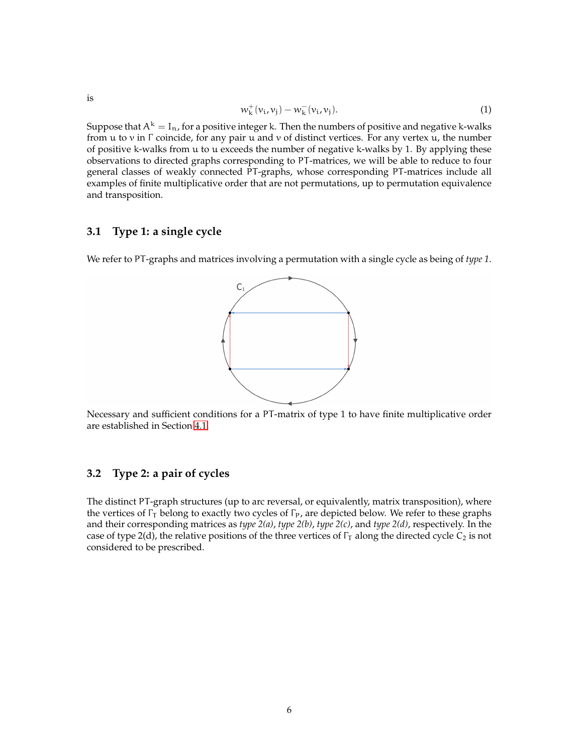is

$$w_k^+(v_i, v_j) - w_k^-(v_i, v_j). \tag{1}$$

Suppose that $A^k = I_n$, for a positive integer $k$. Then the numbers of positive and negative $k$-walks from $u$ to $v$ in $\Gamma$ coincide, for any pair $u$ and $v$ of distinct vertices. For any vertex $u$, the number of positive $k$-walks from $u$ to $u$ exceeds the number of negative $k$-walks by 1. By applying these observations to directed graphs corresponding to PT-matrices, we will be able to reduce to four general classes of weakly connected PT-graphs, whose corresponding PT-matrices include all examples of finite multiplicative order that are not permutations, up to permutation equivalence and transposition.

### 3.1 Type 1: a single cycle

We refer to PT-graphs and matrices involving a permutation with a single cycle as being of *type 1*.

Necessary and sufficient conditions for a PT-matrix of type 1 to have finite multiplicative order are established in Section 4.1.

### 3.2 Type 2: a pair of cycles

The distinct PT-graph structures (up to arc reversal, or equivalently, matrix transposition), where the vertices of $\Gamma_T$ belong to exactly two cycles of $\Gamma_P$, are depicted below. We refer to these graphs and their corresponding matrices as *type 2(a)*, *type 2(b)*, *type 2(c)*, and *type 2(d)*, respectively. In the case of type 2(d), the relative positions of the three vertices of $\Gamma_T$ along the directed cycle $C_2$ is not considered to be prescribed.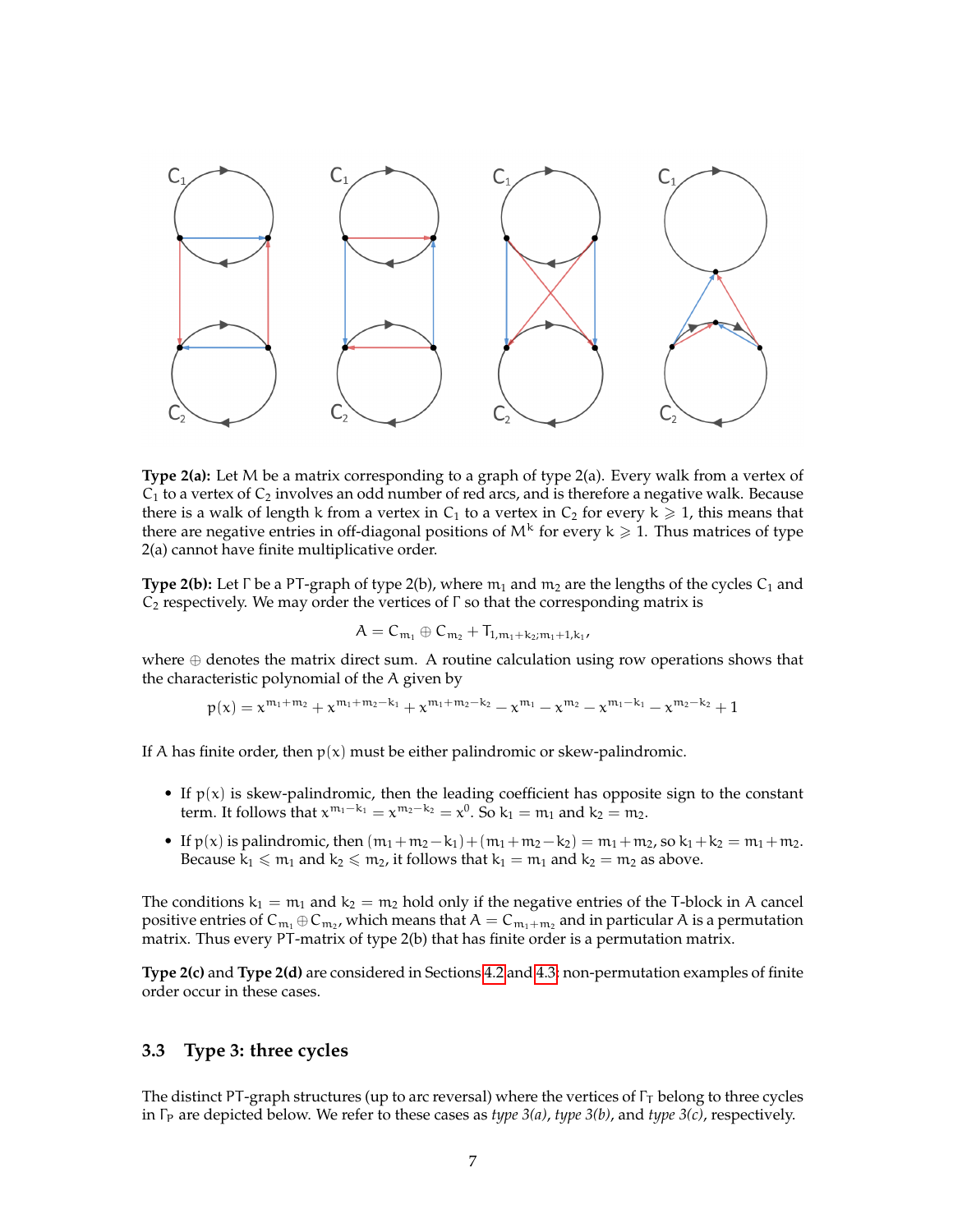**Type 2(a):** Let $M$ be a matrix corresponding to a graph of type 2(a). Every walk from a vertex of $C_1$ to a vertex of $C_2$ involves an odd number of red arcs, and is therefore a negative walk. Because there is a walk of length $k$ from a vertex in $C_1$ to a vertex in $C_2$ for every $k \geqslant 1$, this means that there are negative entries in off-diagonal positions of $M^k$ for every $k \geqslant 1$. Thus matrices of type 2(a) cannot have finite multiplicative order.

**Type 2(b):** Let $\Gamma$ be a PT-graph of type 2(b), where $m_1$ and $m_2$ are the lengths of the cycles $C_1$ and $C_2$ respectively. We may order the vertices of $\Gamma$ so that the corresponding matrix is

$$A = C_{m_1} \oplus C_{m_2} + T_{1,m_1+k_2;m_1+1,k_1},$$

where $\oplus$ denotes the matrix direct sum. A routine calculation using row operations shows that the characteristic polynomial of the $A$ given by

$$p(x) = x^{m_1+m_2} + x^{m_1+m_2-k_1} + x^{m_1+m_2-k_2} - x^{m_1} - x^{m_2} - x^{m_1-k_1} - x^{m_2-k_2} + 1$$

If $A$ has finite order, then $p(x)$ must be either palindromic or skew-palindromic.

- If $p(x)$ is skew-palindromic, then the leading coefficient has opposite sign to the constant term. It follows that $x^{m_1-k_1} = x^{m_2-k_2} = x^0$. So $k_1 = m_1$ and $k_2 = m_2$.
- If $p(x)$ is palindromic, then $(m_1+m_2-k_1)+(m_1+m_2-k_2) = m_1+m_2$, so $k_1+k_2 = m_1+m_2$. Because $k_1 \leqslant m_1$ and $k_2 \leqslant m_2$, it follows that $k_1 = m_1$ and $k_2 = m_2$ as above.

The conditions $k_1 = m_1$ and $k_2 = m_2$ hold only if the negative entries of the T-block in $A$ cancel positive entries of $C_{m_1} \oplus C_{m_2}$, which means that $A = C_{m_1+m_2}$ and in particular $A$ is a permutation matrix. Thus every PT-matrix of type 2(b) that has finite order is a permutation matrix.

**Type 2(c)** and **Type 2(d)** are considered in Sections 4.2 and 4.3; non-permutation examples of finite order occur in these cases.

### 3.3 Type 3: three cycles

The distinct PT-graph structures (up to arc reversal) where the vertices of $\Gamma_T$ belong to three cycles in $\Gamma_P$ are depicted below. We refer to these cases as *type 3(a)*, *type 3(b)*, and *type 3(c)*, respectively.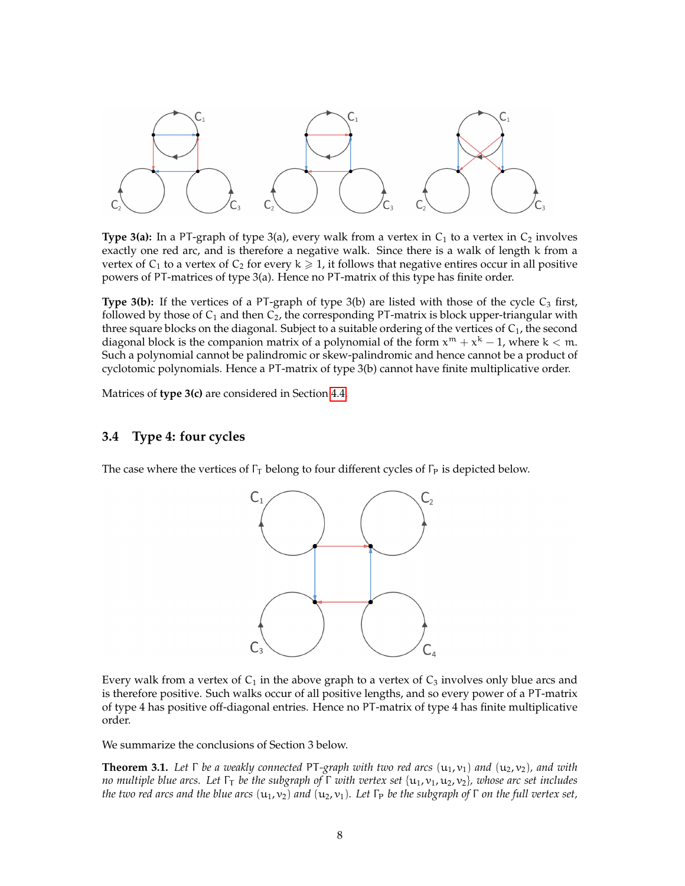**Type 3(a):** In a PT-graph of type 3(a), every walk from a vertex in $C_1$ to a vertex in $C_2$ involves exactly one red arc, and is therefore a negative walk. Since there is a walk of length $k$ from a vertex of $C_1$ to a vertex of $C_2$ for every $k \geqslant 1$, it follows that negative entires occur in all positive powers of PT-matrices of type 3(a). Hence no PT-matrix of this type has finite order.

**Type 3(b):** If the vertices of a PT-graph of type 3(b) are listed with those of the cycle $C_3$ first, followed by those of $C_1$ and then $C_2$, the corresponding PT-matrix is block upper-triangular with three square blocks on the diagonal. Subject to a suitable ordering of the vertices of $C_1$, the second diagonal block is the companion matrix of a polynomial of the form $x^m + x^k - 1$, where $k < m$. Such a polynomial cannot be palindromic or skew-palindromic and hence cannot be a product of cyclotomic polynomials. Hence a PT-matrix of type 3(b) cannot have finite multiplicative order.

Matrices of **type 3(c)** are considered in Section 4.4.

### 3.4 Type 4: four cycles

The case where the vertices of $\Gamma_T$ belong to four different cycles of $\Gamma_P$ is depicted below.

Every walk from a vertex of $C_1$ in the above graph to a vertex of $C_3$ involves only blue arcs and is therefore positive. Such walks occur of all positive lengths, and so every power of a PT-matrix of type 4 has positive off-diagonal entries. Hence no PT-matrix of type 4 has finite multiplicative order.

We summarize the conclusions of Section 3 below.

**Theorem 3.1.** *Let $\Gamma$ be a weakly connected PT-graph with two red arcs $(u_1, v_1)$ and $(u_2, v_2)$, and with no multiple blue arcs. Let $\Gamma_T$ be the subgraph of $\Gamma$ with vertex set $\{u_1, v_1, u_2, v_2\}$, whose arc set includes the two red arcs and the blue arcs $(u_1, v_2)$ and $(u_2, v_1)$. Let $\Gamma_P$ be the subgraph of $\Gamma$ on the full vertex set,*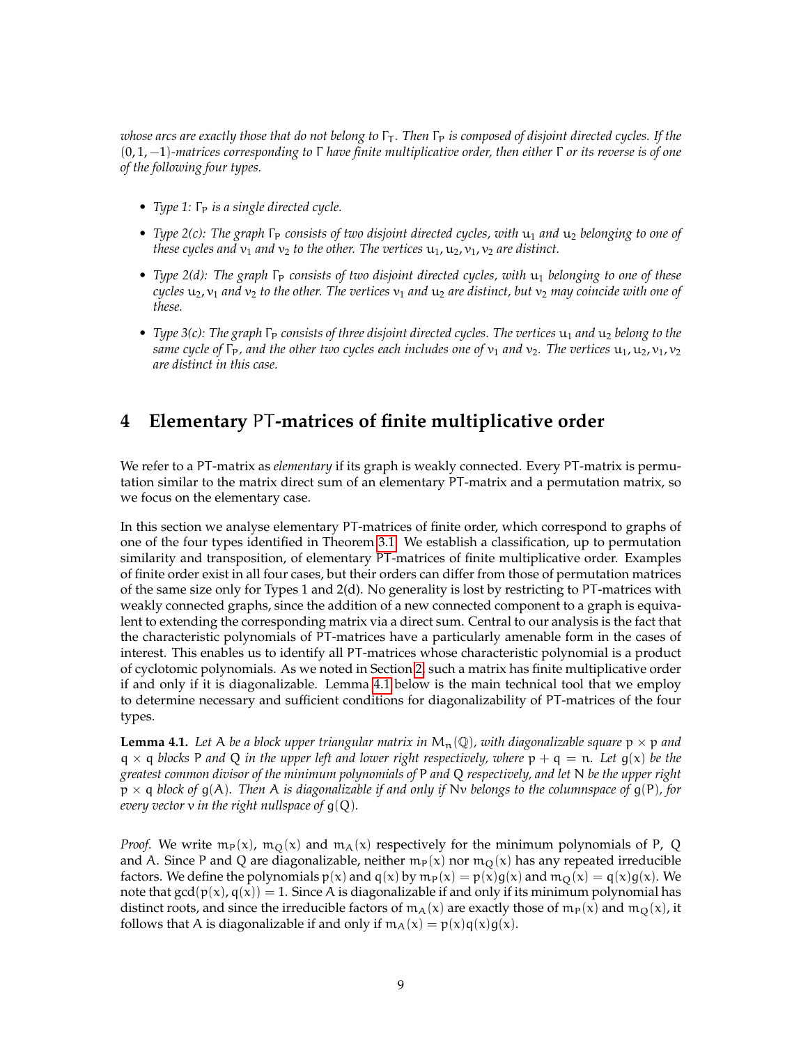*whose arcs are exactly those that do not belong to $\Gamma_T$. Then $\Gamma_P$ is composed of disjoint directed cycles. If the $(0, 1, -1)$-matrices corresponding to $\Gamma$ have finite multiplicative order, then either $\Gamma$ or its reverse is of one of the following four types.*

- *Type 1: $\Gamma_P$ is a single directed cycle.*
- *Type 2(c): The graph $\Gamma_P$ consists of two disjoint directed cycles, with $u_1$ and $u_2$ belonging to one of these cycles and $v_1$ and $v_2$ to the other. The vertices $u_1, u_2, v_1, v_2$ are distinct.*
- *Type 2(d): The graph $\Gamma_P$ consists of two disjoint directed cycles, with $u_1$ belonging to one of these cycles $u_2, v_1$ and $v_2$ to the other. The vertices $v_1$ and $u_2$ are distinct, but $v_2$ may coincide with one of these.*
- *Type 3(c): The graph $\Gamma_P$ consists of three disjoint directed cycles. The vertices $u_1$ and $u_2$ belong to the same cycle of $\Gamma_P$, and the other two cycles each includes one of $v_1$ and $v_2$. The vertices $u_1, u_2, v_1, v_2$ are distinct in this case.*

## 4 Elementary PT-matrices of finite multiplicative order

We refer to a PT-matrix as *elementary* if its graph is weakly connected. Every PT-matrix is permutation similar to the matrix direct sum of an elementary PT-matrix and a permutation matrix, so we focus on the elementary case.

In this section we analyse elementary PT-matrices of finite order, which correspond to graphs of one of the four types identified in Theorem 3.1. We establish a classification, up to permutation similarity and transposition, of elementary PT-matrices of finite multiplicative order. Examples of finite order exist in all four cases, but their orders can differ from those of permutation matrices of the same size only for Types 1 and 2(d). No generality is lost by restricting to PT-matrices with weakly connected graphs, since the addition of a new connected component to a graph is equivalent to extending the corresponding matrix via a direct sum. Central to our analysis is the fact that the characteristic polynomials of PT-matrices have a particularly amenable form in the cases of interest. This enables us to identify all PT-matrices whose characteristic polynomial is a product of cyclotomic polynomials. As we noted in Section 2, such a matrix has finite multiplicative order if and only if it is diagonalizable. Lemma 4.1 below is the main technical tool that we employ to determine necessary and sufficient conditions for diagonalizability of PT-matrices of the four types.

**Lemma 4.1.** *Let $A$ be a block upper triangular matrix in $M_n(\mathbb{Q})$, with diagonalizable square $p \times p$ and $q \times q$ blocks $P$ and $Q$ in the upper left and lower right respectively, where $p + q = n$. Let $g(x)$ be the greatest common divisor of the minimum polynomials of $P$ and $Q$ respectively, and let $N$ be the upper right $p \times q$ block of $g(A)$. Then $A$ is diagonalizable if and only if $Nv$ belongs to the columnspace of $g(P)$, for every vector $v$ in the right nullspace of $g(Q)$.*

*Proof.* We write $m_P(x)$, $m_Q(x)$ and $m_A(x)$ respectively for the minimum polynomials of $P$, $Q$ and $A$. Since $P$ and $Q$ are diagonalizable, neither $m_P(x)$ nor $m_Q(x)$ has any repeated irreducible factors. We define the polynomials $p(x)$ and $q(x)$ by $m_P(x) = p(x)g(x)$ and $m_Q(x) = q(x)g(x)$. We note that $\gcd(p(x), q(x)) = 1$. Since $A$ is diagonalizable if and only if its minimum polynomial has distinct roots, and since the irreducible factors of $m_A(x)$ are exactly those of $m_P(x)$ and $m_Q(x)$, it follows that $A$ is diagonalizable if and only if $m_A(x) = p(x)q(x)g(x)$.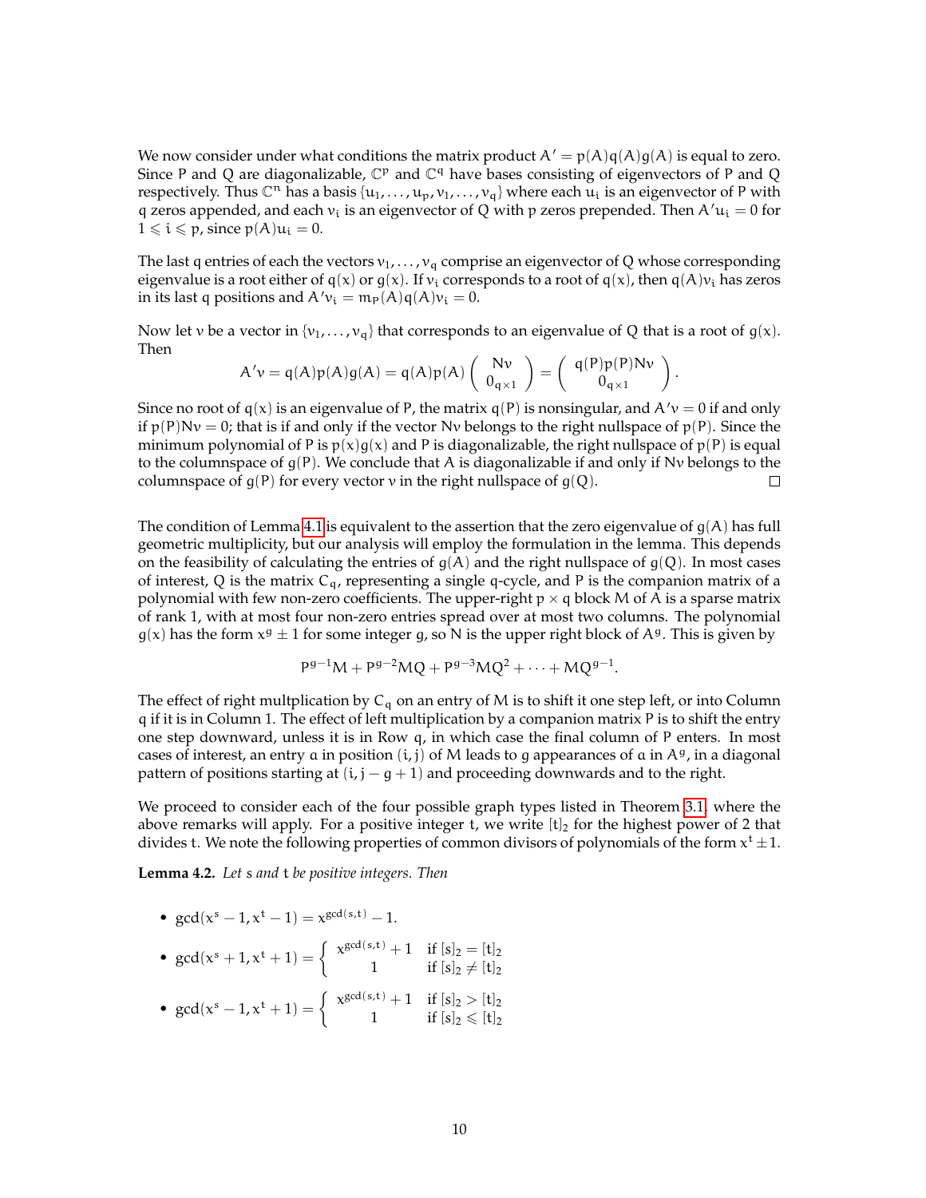We now consider under what conditions the matrix product $A' = p(A)q(A)g(A)$ is equal to zero. Since $P$ and $Q$ are diagonalizable, $\mathbb{C}^p$ and $\mathbb{C}^q$ have bases consisting of eigenvectors of $P$ and $Q$ respectively. Thus $\mathbb{C}^n$ has a basis $\{u_1, \ldots, u_p, v_1, \ldots, v_q\}$ where each $u_i$ is an eigenvector of $P$ with $q$ zeros appended, and each $v_i$ is an eigenvector of $Q$ with $p$ zeros prepended. Then $A'u_i = 0$ for $1 \leqslant i \leqslant p$, since $p(A)u_i = 0$.

The last $q$ entries of each the vectors $v_1, \ldots, v_q$ comprise an eigenvector of $Q$ whose corresponding eigenvalue is a root either of $q(x)$ or $g(x)$. If $v_i$ corresponds to a root of $q(x)$, then $q(A)v_i$ has zeros in its last $q$ positions and $A'v_i = m_P(A)q(A)v_i = 0$.

Now let $v$ be a vector in $\{v_1, \ldots, v_q\}$ that corresponds to an eigenvalue of $Q$ that is a root of $g(x)$. Then

$$A'v = q(A)p(A)g(A) = q(A)p(A)\begin{pmatrix} Nv \\ 0_{q\times 1}\end{pmatrix} = \begin{pmatrix} q(P)p(P)Nv \\ 0_{q\times 1}\end{pmatrix}.$$

Since no root of $q(x)$ is an eigenvalue of $P$, the matrix $q(P)$ is nonsingular, and $A'v = 0$ if and only if $p(P)Nv = 0$; that is if and only if the vector $Nv$ belongs to the right nullspace of $p(P)$. Since the minimum polynomial of $P$ is $p(x)g(x)$ and $P$ is diagonalizable, the right nullspace of $p(P)$ is equal to the columnspace of $g(P)$. We conclude that $A$ is diagonalizable if and only if $Nv$ belongs to the columnspace of $g(P)$ for every vector $v$ in the right nullspace of $g(Q)$. □

The condition of Lemma 4.1 is equivalent to the assertion that the zero eigenvalue of $g(A)$ has full geometric multiplicity, but our analysis will employ the formulation in the lemma. This depends on the feasibility of calculating the entries of $g(A)$ and the right nullspace of $g(Q)$. In most cases of interest, $Q$ is the matrix $C_q$, representing a single $q$-cycle, and $P$ is the companion matrix of a polynomial with few non-zero coefficients. The upper-right $p \times q$ block $M$ of $A$ is a sparse matrix of rank 1, with at most four non-zero entries spread over at most two columns. The polynomial $g(x)$ has the form $x^g \pm 1$ for some integer $g$, so $N$ is the upper right block of $A^g$. This is given by

$$P^{g-1}M + P^{g-2}MQ + P^{g-3}MQ^2 + \cdots + MQ^{g-1}.$$

The effect of right multplication by $C_q$ on an entry of $M$ is to shift it one step left, or into Column $q$ if it is in Column 1. The effect of left multiplication by a companion matrix $P$ is to shift the entry one step downward, unless it is in Row $q$, in which case the final column of $P$ enters. In most cases of interest, an entry $a$ in position $(i, j)$ of $M$ leads to $g$ appearances of $a$ in $A^g$, in a diagonal pattern of positions starting at $(i, j - g + 1)$ and proceeding downwards and to the right.

We proceed to consider each of the four possible graph types listed in Theorem 3.1, where the above remarks will apply. For a positive integer $t$, we write $[t]_2$ for the highest power of 2 that divides $t$. We note the following properties of common divisors of polynomials of the form $x^t \pm 1$.

**Lemma 4.2.** *Let $s$ and $t$ be positive integers. Then*

- $\gcd(x^s - 1, x^t - 1) = x^{\gcd(s,t)} - 1$.
- $\gcd(x^s + 1, x^t + 1) = \begin{cases} x^{\gcd(s,t)} + 1 & \text{if } [s]_2 = [t]_2 \\ 1 & \text{if } [s]_2 \neq [t]_2 \end{cases}$
- $\gcd(x^s - 1, x^t + 1) = \begin{cases} x^{\gcd(s,t)} + 1 & \text{if } [s]_2 > [t]_2 \\ 1 & \text{if } [s]_2 \leqslant [t]_2 \end{cases}$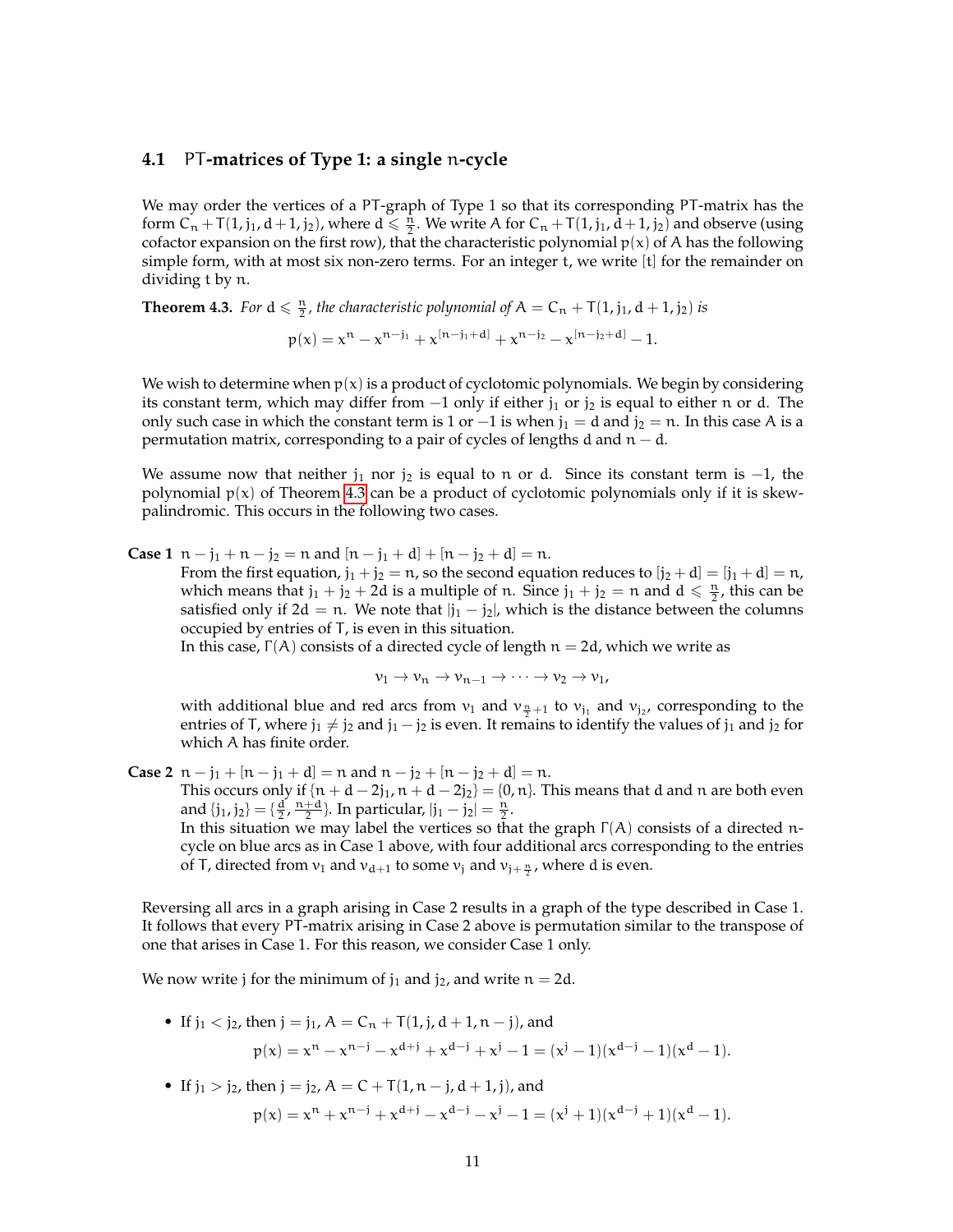### 4.1 $\mathsf{PT}$-matrices of Type 1: a single $n$-cycle

We may order the vertices of a PT-graph of Type 1 so that its corresponding PT-matrix has the form $C_n + T(1, j_1, d+1, j_2)$, where $d \leqslant \frac{n}{2}$. We write $A$ for $C_n + T(1, j_1, d+1, j_2)$ and observe (using cofactor expansion on the first row), that the characteristic polynomial $p(x)$ of $A$ has the following simple form, with at most six non-zero terms. For an integer $t$, we write $[t]$ for the remainder on dividing $t$ by $n$.

**Theorem 4.3.** *For $d \leqslant \frac{n}{2}$, the characteristic polynomial of $A = C_n + T(1, j_1, d+1, j_2)$ is*

$$p(x) = x^n - x^{n-j_1} + x^{[n-j_1+d]} + x^{n-j_2} - x^{[n-j_2+d]} - 1.$$

We wish to determine when $p(x)$ is a product of cyclotomic polynomials. We begin by considering its constant term, which may differ from $-1$ only if either $j_1$ or $j_2$ is equal to either $n$ or $d$. The only such case in which the constant term is 1 or $-1$ is when $j_1 = d$ and $j_2 = n$. In this case $A$ is a permutation matrix, corresponding to a pair of cycles of lengths $d$ and $n-d$.

We assume now that neither $j_1$ nor $j_2$ is equal to $n$ or $d$. Since its constant term is $-1$, the polynomial $p(x)$ of Theorem 4.3 can be a product of cyclotomic polynomials only if it is skew-palindromic. This occurs in the following two cases.

**Case 1** $n - j_1 + n - j_2 = n$ and $[n - j_1 + d] + [n - j_2 + d] = n$.
From the first equation, $j_1 + j_2 = n$, so the second equation reduces to $[j_2 + d] = [j_1 + d] = n$, which means that $j_1 + j_2 + 2d$ is a multiple of $n$. Since $j_1 + j_2 = n$ and $d \leqslant \frac{n}{2}$, this can be satisfied only if $2d = n$. We note that $|j_1 - j_2|$, which is the distance between the columns occupied by entries of $T$, is even in this situation.
In this case, $\Gamma(A)$ consists of a directed cycle of length $n = 2d$, which we write as

$$v_1 \to v_n \to v_{n-1} \to \cdots \to v_2 \to v_1,$$

with additional blue and red arcs from $v_1$ and $v_{\frac{n}{2}+1}$ to $v_{j_1}$ and $v_{j_2}$, corresponding to the entries of $T$, where $j_1 \neq j_2$ and $j_1 - j_2$ is even. It remains to identify the values of $j_1$ and $j_2$ for which $A$ has finite order.

**Case 2** $n - j_1 + [n - j_1 + d] = n$ and $n - j_2 + [n - j_2 + d] = n$.
This occurs only if $\{n + d - 2j_1, n + d - 2j_2\} = \{0, n\}$. This means that $d$ and $n$ are both even and $\{j_1, j_2\} = \{\frac{d}{2}, \frac{n+d}{2}\}$. In particular, $|j_1 - j_2| = \frac{n}{2}$.
In this situation we may label the vertices so that the graph $\Gamma(A)$ consists of a directed $n$-cycle on blue arcs as in Case 1 above, with four additional arcs corresponding to the entries of $T$, directed from $v_1$ and $v_{d+1}$ to some $v_j$ and $v_{j+\frac{n}{2}}$, where $d$ is even.

Reversing all arcs in a graph arising in Case 2 results in a graph of the type described in Case 1. It follows that every PT-matrix arising in Case 2 above is permutation similar to the transpose of one that arises in Case 1. For this reason, we consider Case 1 only.

We now write $j$ for the minimum of $j_1$ and $j_2$, and write $n = 2d$.

- If $j_1 < j_2$, then $j = j_1$, $A = C_n + T(1, j, d+1, n-j)$, and
$$p(x) = x^n - x^{n-j} - x^{d+j} + x^{d-j} + x^j - 1 = (x^j - 1)(x^{d-j} - 1)(x^d - 1).$$
- If $j_1 > j_2$, then $j = j_2$, $A = C + T(1, n-j, d+1, j)$, and
$$p(x) = x^n + x^{n-j} + x^{d+j} - x^{d-j} - x^j - 1 = (x^j + 1)(x^{d-j} + 1)(x^d - 1).$$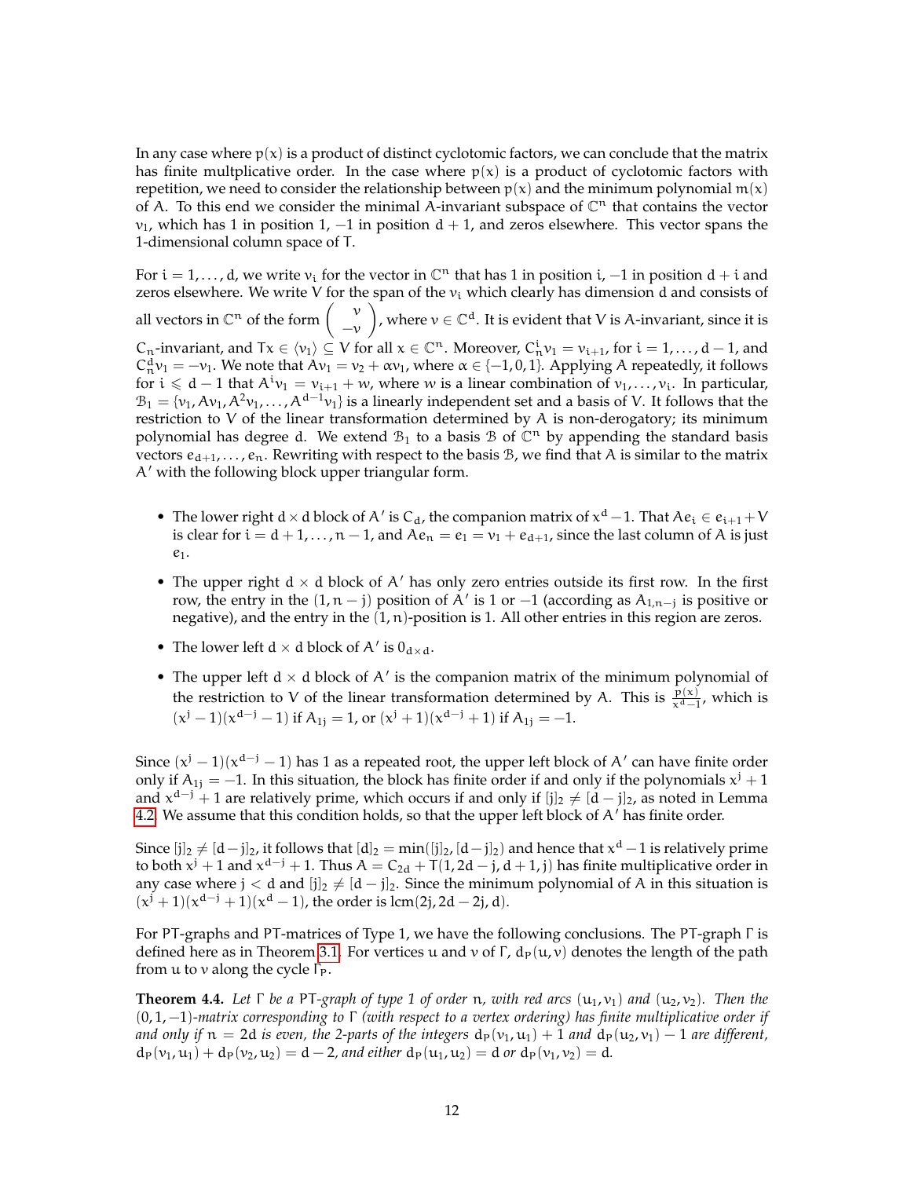In any case where $p(x)$ is a product of distinct cyclotomic factors, we can conclude that the matrix has finite multplicative order. In the case where $p(x)$ is a product of cyclotomic factors with repetition, we need to consider the relationship between $p(x)$ and the minimum polynomial $m(x)$ of $A$. To this end we consider the minimal $A$-invariant subspace of $\mathbb{C}^n$ that contains the vector $v_1$, which has 1 in position 1, $-1$ in position $d+1$, and zeros elsewhere. This vector spans the 1-dimensional column space of $T$.

For $i = 1, \ldots, d$, we write $v_i$ for the vector in $\mathbb{C}^n$ that has 1 in position $i$, $-1$ in position $d+i$ and zeros elsewhere. We write $V$ for the span of the $v_i$ which clearly has dimension $d$ and consists of all vectors in $\mathbb{C}^n$ of the form $\begin{pmatrix} v \\ -v \end{pmatrix}$, where $v \in \mathbb{C}^d$. It is evident that $V$ is $A$-invariant, since it is $C_n$-invariant, and $Tx \in \langle v_1 \rangle \subseteq V$ for all $x \in \mathbb{C}^n$. Moreover, $C_n^i v_1 = v_{i+1}$, for $i = 1, \ldots, d-1$, and $C_n^d v_1 = -v_1$. We note that $Av_1 = v_2 + \alpha v_1$, where $\alpha \in \{-1, 0, 1\}$. Applying $A$ repeatedly, it follows for $i \leqslant d-1$ that $A^i v_1 = v_{i+1} + w$, where $w$ is a linear combination of $v_1, \ldots, v_i$. In particular, $\mathcal{B}_1 = \{v_1, Av_1, A^2v_1, \ldots, A^{d-1}v_1\}$ is a linearly independent set and a basis of $V$. It follows that the restriction to $V$ of the linear transformation determined by $A$ is non-derogatory; its minimum polynomial has degree $d$. We extend $\mathcal{B}_1$ to a basis $\mathcal{B}$ of $\mathbb{C}^n$ by appending the standard basis vectors $e_{d+1}, \ldots, e_n$. Rewriting with respect to the basis $\mathcal{B}$, we find that $A$ is similar to the matrix $A'$ with the following block upper triangular form.

- The lower right $d \times d$ block of $A'$ is $C_d$, the companion matrix of $x^d - 1$. That $Ae_i \in e_{i+1} + V$ is clear for $i = d+1, \ldots, n-1$, and $Ae_n = e_1 = v_1 + e_{d+1}$, since the last column of $A$ is just $e_1$.
- The upper right $d \times d$ block of $A'$ has only zero entries outside its first row. In the first row, the entry in the $(1, n-j)$ position of $A'$ is 1 or $-1$ (according as $A_{1,n-j}$ is positive or negative), and the entry in the $(1, n)$-position is 1. All other entries in this region are zeros.
- The lower left $d \times d$ block of $A'$ is $0_{d \times d}$.
- The upper left $d \times d$ block of $A'$ is the companion matrix of the minimum polynomial of the restriction to $V$ of the linear transformation determined by $A$. This is $\frac{p(x)}{x^d - 1}$, which is $(x^j - 1)(x^{d-j} - 1)$ if $A_{1j} = 1$, or $(x^j + 1)(x^{d-j} + 1)$ if $A_{1j} = -1$.

Since $(x^j - 1)(x^{d-j} - 1)$ has 1 as a repeated root, the upper left block of $A'$ can have finite order only if $A_{1j} = -1$. In this situation, the block has finite order if and only if the polynomials $x^j + 1$ and $x^{d-j} + 1$ are relatively prime, which occurs if and only if $[j]_2 \neq [d-j]_2$, as noted in Lemma 4.2. We assume that this condition holds, so that the upper left block of $A'$ has finite order.

Since $[j]_2 \neq [d-j]_2$, it follows that $[d]_2 = \min([j]_2, [d-j]_2)$ and hence that $x^d - 1$ is relatively prime to both $x^j + 1$ and $x^{d-j} + 1$. Thus $A = C_{2d} + T(1, 2d-j, d+1, j)$ has finite multiplicative order in any case where $j < d$ and $[j]_2 \neq [d-j]_2$. Since the minimum polynomial of $A$ in this situation is $(x^j + 1)(x^{d-j} + 1)(x^d - 1)$, the order is $\mathrm{lcm}(2j, 2d-2j, d)$.

For PT-graphs and PT-matrices of Type 1, we have the following conclusions. The PT-graph $\Gamma$ is defined here as in Theorem 3.1. For vertices $u$ and $v$ of $\Gamma$, $d_P(u, v)$ denotes the length of the path from $u$ to $v$ along the cycle $\Gamma_P$.

**Theorem 4.4.** *Let $\Gamma$ be a PT-graph of type 1 of order $n$, with red arcs $(u_1, v_1)$ and $(u_2, v_2)$. Then the $(0, 1, -1)$-matrix corresponding to $\Gamma$ (with respect to a vertex ordering) has finite multiplicative order if and only if $n = 2d$ is even, the 2-parts of the integers $d_P(v_1, u_1) + 1$ and $d_P(u_2, v_1) - 1$ are different, $d_P(v_1, u_1) + d_P(v_2, u_2) = d - 2$, and either $d_P(u_1, u_2) = d$ or $d_P(v_1, v_2) = d$.*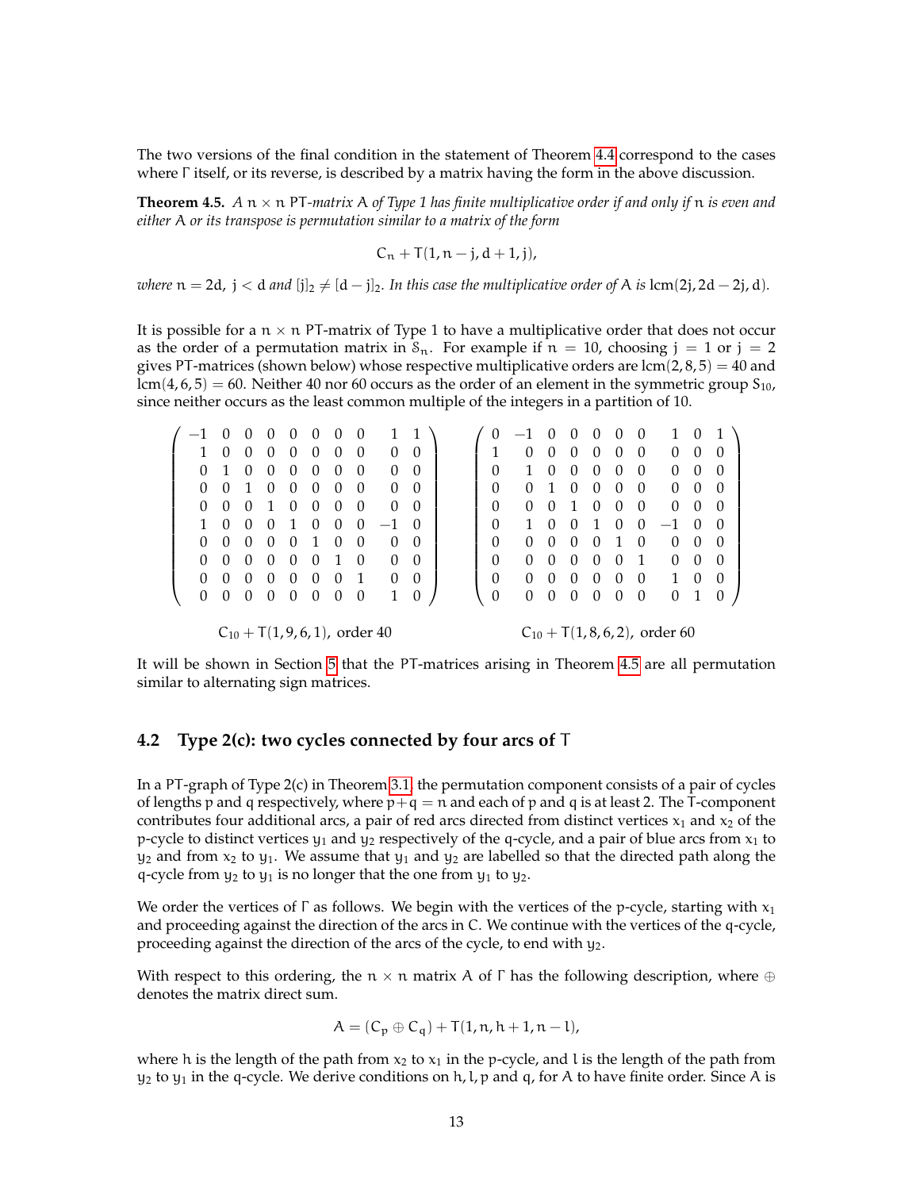The two versions of the final condition in the statement of Theorem 4.4 correspond to the cases where $\Gamma$ itself, or its reverse, is described by a matrix having the form in the above discussion.

**Theorem 4.5.** *A $n \times n$ PT-matrix $A$ of Type 1 has finite multiplicative order if and only if $n$ is even and either $A$ or its transpose is permutation similar to a matrix of the form*

$$C_n + T(1, n-j, d+1, j),$$

*where $n = 2d$, $j < d$ and $[j]_2 \neq [d-j]_2$. In this case the multiplicative order of $A$ is $\mathrm{lcm}(2j, 2d-2j, d)$.*

It is possible for a $n \times n$ PT-matrix of Type 1 to have a multiplicative order that does not occur as the order of a permutation matrix in $\mathcal{S}_n$. For example if $n = 10$, choosing $j = 1$ or $j = 2$ gives PT-matrices (shown below) whose respective multiplicative orders are $\mathrm{lcm}(2, 8, 5) = 40$ and $\mathrm{lcm}(4, 6, 5) = 60$. Neither 40 nor 60 occurs as the order of an element in the symmetric group $S_{10}$, since neither occurs as the least common multiple of the integers in a partition of 10.

$$\begin{pmatrix}
-1 & 0 & 0 & 0 & 0 & 0 & 0 & 0 & 1 & 1 \\
1 & 0 & 0 & 0 & 0 & 0 & 0 & 0 & 0 & 0 \\
0 & 1 & 0 & 0 & 0 & 0 & 0 & 0 & 0 & 0 \\
0 & 0 & 1 & 0 & 0 & 0 & 0 & 0 & 0 & 0 \\
0 & 0 & 0 & 1 & 0 & 0 & 0 & 0 & 0 & 0 \\
1 & 0 & 0 & 0 & 1 & 0 & 0 & 0 & -1 & 0 \\
0 & 0 & 0 & 0 & 0 & 1 & 0 & 0 & 0 & 0 \\
0 & 0 & 0 & 0 & 0 & 0 & 1 & 0 & 0 & 0 \\
0 & 0 & 0 & 0 & 0 & 0 & 0 & 1 & 0 & 0 \\
0 & 0 & 0 & 0 & 0 & 0 & 0 & 0 & 1 & 0
\end{pmatrix}
\qquad
\begin{pmatrix}
0 & -1 & 0 & 0 & 0 & 0 & 0 & 1 & 0 & 1 \\
1 & 0 & 0 & 0 & 0 & 0 & 0 & 0 & 0 & 0 \\
0 & 1 & 0 & 0 & 0 & 0 & 0 & 0 & 0 & 0 \\
0 & 0 & 1 & 0 & 0 & 0 & 0 & 0 & 0 & 0 \\
0 & 0 & 0 & 1 & 0 & 0 & 0 & 0 & 0 & 0 \\
0 & 1 & 0 & 0 & 1 & 0 & 0 & -1 & 0 & 0 \\
0 & 0 & 0 & 0 & 0 & 1 & 0 & 0 & 0 & 0 \\
0 & 0 & 0 & 0 & 0 & 0 & 1 & 0 & 0 & 0 \\
0 & 0 & 0 & 0 & 0 & 0 & 0 & 1 & 0 & 0 \\
0 & 0 & 0 & 0 & 0 & 0 & 0 & 0 & 1 & 0
\end{pmatrix}$$

$C_{10} + T(1, 9, 6, 1)$, order 40 $\qquad$ $C_{10} + T(1, 8, 6, 2)$, order 60

It will be shown in Section 5 that the PT-matrices arising in Theorem 4.5 are all permutation similar to alternating sign matrices.

### 4.2 Type 2(c): two cycles connected by four arcs of $T$

In a PT-graph of Type 2(c) in Theorem 3.1, the permutation component consists of a pair of cycles of lengths $p$ and $q$ respectively, where $p + q = n$ and each of $p$ and $q$ is at least 2. The $T$-component contributes four additional arcs, a pair of red arcs directed from distinct vertices $x_1$ and $x_2$ of the $p$-cycle to distinct vertices $y_1$ and $y_2$ respectively of the $q$-cycle, and a pair of blue arcs from $x_1$ to $y_2$ and from $x_2$ to $y_1$. We assume that $y_1$ and $y_2$ are labelled so that the directed path along the $q$-cycle from $y_2$ to $y_1$ is no longer that the one from $y_1$ to $y_2$.

We order the vertices of $\Gamma$ as follows. We begin with the vertices of the $p$-cycle, starting with $x_1$ and proceeding against the direction of the arcs in $C$. We continue with the vertices of the $q$-cycle, proceeding against the direction of the arcs of the cycle, to end with $y_2$.

With respect to this ordering, the $n \times n$ matrix $A$ of $\Gamma$ has the following description, where $\oplus$ denotes the matrix direct sum.

$$A = (C_p \oplus C_q) + T(1, n, h+1, n-l),$$

where $h$ is the length of the path from $x_2$ to $x_1$ in the $p$-cycle, and $l$ is the length of the path from $y_2$ to $y_1$ in the $q$-cycle. We derive conditions on $h, l, p$ and $q$, for $A$ to have finite order. Since $A$ is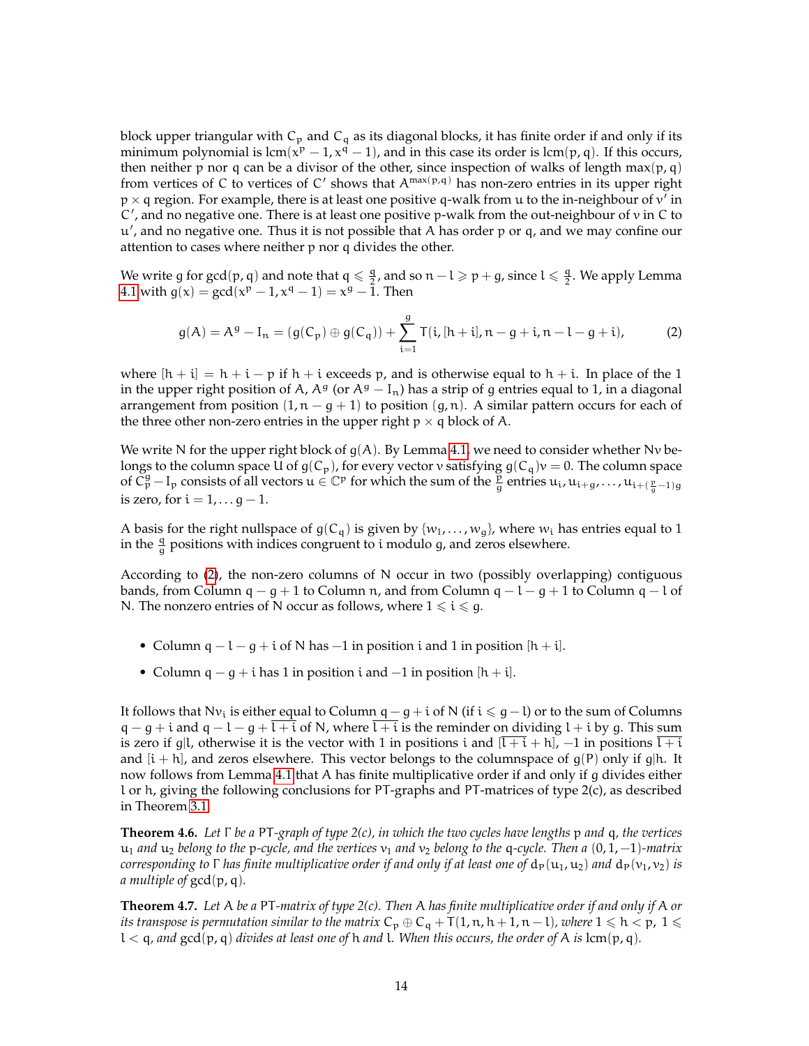block upper triangular with $C_p$ and $C_q$ as its diagonal blocks, it has finite order if and only if its minimum polynomial is $\mathrm{lcm}(x^p-1, x^q-1)$, and in this case its order is $\mathrm{lcm}(p,q)$. If this occurs, then neither $p$ nor $q$ can be a divisor of the other, since inspection of walks of length $\max(p,q)$ from vertices of $C$ to vertices of $C'$ shows that $A^{\max(p,q)}$ has non-zero entries in its upper right $p \times q$ region. For example, there is at least one positive $q$-walk from $u$ to the in-neighbour of $v'$ in $C'$, and no negative one. There is at least one positive $p$-walk from the out-neighbour of $v$ in $C$ to $u'$, and no negative one. Thus it is not possible that $A$ has order $p$ or $q$, and we may confine our attention to cases where neither $p$ nor $q$ divides the other.

We write $g$ for $\gcd(p,q)$ and note that $q \leqslant \frac{g}{2}$, and so $n - l \geqslant p + g$, since $l \leqslant \frac{q}{2}$. We apply Lemma 4.1 with $g(x) = \gcd(x^p - 1, x^q - 1) = x^g - 1$. Then

$$g(A) = A^g - I_n = (g(C_p) \oplus g(C_q)) + \sum_{i=1}^{g} T(i, [h+i], n-g+i, n-l-g+i), \tag{2}$$

where $[h+i] = h+i-p$ if $h+i$ exceeds $p$, and is otherwise equal to $h+i$. In place of the 1 in the upper right position of $A$, $A^g$ (or $A^g - I_n$) has a strip of $g$ entries equal to 1, in a diagonal arrangement from position $(1, n-g+1)$ to position $(g, n)$. A similar pattern occurs for each of the three other non-zero entries in the upper right $p \times q$ block of $A$.

We write $N$ for the upper right block of $g(A)$. By Lemma 4.1, we need to consider whether $Nv$ belongs to the column space $U$ of $g(C_p)$, for every vector $v$ satisfying $g(C_q)v = 0$. The column space of $C_p^g - I_p$ consists of all vectors $u \in \mathbb{C}^p$ for which the sum of the $\frac{p}{g}$ entries $u_i, u_{i+g}, \dots, u_{i+(\frac{p}{g}-1)g}$ is zero, for $i = 1, \dots g-1$.

A basis for the right nullspace of $g(C_q)$ is given by $\{w_1, \dots, w_g\}$, where $w_i$ has entries equal to 1 in the $\frac{q}{g}$ positions with indices congruent to $i$ modulo $g$, and zeros elsewhere.

According to (2), the non-zero columns of $N$ occur in two (possibly overlapping) contiguous bands, from Column $q-g+1$ to Column $n$, and from Column $q-l-g+1$ to Column $q-l$ of $N$. The nonzero entries of $N$ occur as follows, where $1 \leqslant i \leqslant g$.

- Column $q-l-g+i$ of $N$ has $-1$ in position $i$ and 1 in position $[h+i]$.
- Column $q-g+i$ has 1 in position $i$ and $-1$ in position $[h+i]$.

It follows that $Nv_i$ is either equal to Column $q-g+i$ of $N$ (if $i \leqslant g-l$) or to the sum of Columns $q-g+i$ and $q-l-g+\overline{l+i}$ of $N$, where $\overline{l+i}$ is the reminder on dividing $l+i$ by $g$. This sum is zero if $g|l$, otherwise it is the vector with 1 in positions $i$ and $[\overline{l+i}+h]$, $-1$ in positions $\overline{l+i}$ and $[i+h]$, and zeros elsewhere. This vector belongs to the columnspace of $g(P)$ only if $g|h$. It now follows from Lemma 4.1 that $A$ has finite multiplicative order if and only if $g$ divides either $l$ or $h$, giving the following conclusions for PT-graphs and PT-matrices of type 2(c), as described in Theorem 3.1.

**Theorem 4.6.** *Let $\Gamma$ be a PT-graph of type 2(c), in which the two cycles have lengths $p$ and $q$, the vertices $u_1$ and $u_2$ belong to the $p$-cycle, and the vertices $v_1$ and $v_2$ belong to the $q$-cycle. Then a $(0,1,-1)$-matrix corresponding to $\Gamma$ has finite multiplicative order if and only if at least one of $d_P(u_1,u_2)$ and $d_P(v_1,v_2)$ is a multiple of $\gcd(p,q)$.*

**Theorem 4.7.** *Let $A$ be a PT-matrix of type 2(c). Then $A$ has finite multiplicative order if and only if $A$ or its transpose is permutation similar to the matrix $C_p \oplus C_q + T(1, n, h+1, n-l)$, where $1 \leqslant h < p$, $1 \leqslant l < q$, and $\gcd(p,q)$ divides at least one of $h$ and $l$. When this occurs, the order of $A$ is $\mathrm{lcm}(p,q)$.*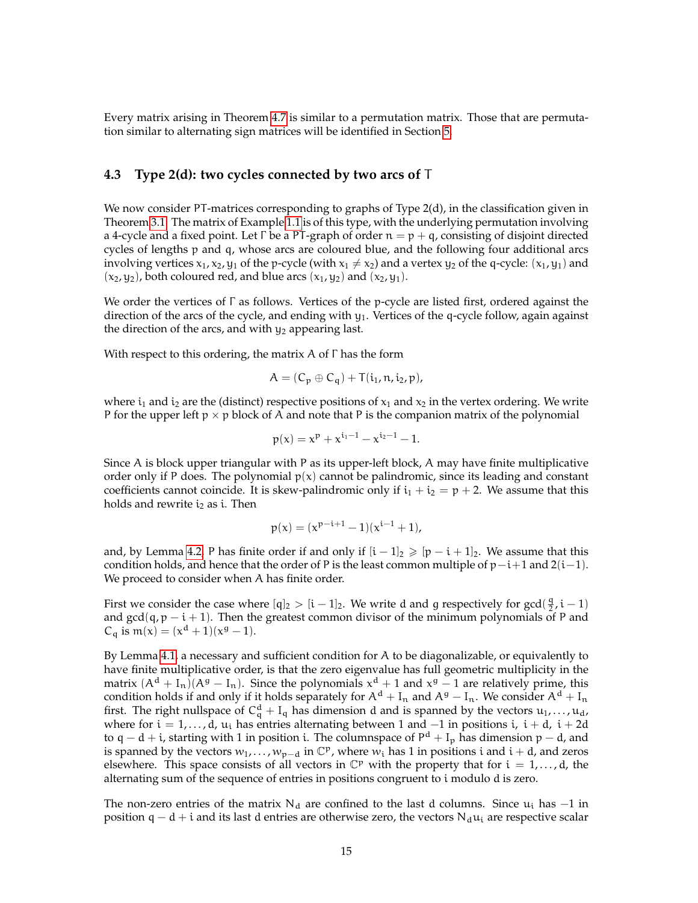Every matrix arising in Theorem 4.7 is similar to a permutation matrix. Those that are permutation similar to alternating sign matrices will be identified in Section 5.

### 4.3 Type 2(d): two cycles connected by two arcs of $T$

We now consider $PT$-matrices corresponding to graphs of Type 2(d), in the classification given in Theorem 3.1. The matrix of Example 1.1 is of this type, with the underlying permutation involving a 4-cycle and a fixed point. Let $\Gamma$ be a $PT$-graph of order $n = p + q$, consisting of disjoint directed cycles of lengths $p$ and $q$, whose arcs are coloured blue, and the following four additional arcs involving vertices $x_1, x_2, y_1$ of the $p$-cycle (with $x_1 \neq x_2$) and a vertex $y_2$ of the $q$-cycle: $(x_1, y_1)$ and $(x_2, y_2)$, both coloured red, and blue arcs $(x_1, y_2)$ and $(x_2, y_1)$.

We order the vertices of $\Gamma$ as follows. Vertices of the $p$-cycle are listed first, ordered against the direction of the arcs of the cycle, and ending with $y_1$. Vertices of the $q$-cycle follow, again against the direction of the arcs, and with $y_2$ appearing last.

With respect to this ordering, the matrix $A$ of $\Gamma$ has the form

$$A = (C_p \oplus C_q) + T(i_1, n, i_2, p),$$

where $i_1$ and $i_2$ are the (distinct) respective positions of $x_1$ and $x_2$ in the vertex ordering. We write $P$ for the upper left $p \times p$ block of $A$ and note that $P$ is the companion matrix of the polynomial

$$p(x) = x^p + x^{i_1 - 1} - x^{i_2 - 1} - 1.$$

Since $A$ is block upper triangular with $P$ as its upper-left block, $A$ may have finite multiplicative order only if $P$ does. The polynomial $p(x)$ cannot be palindromic, since its leading and constant coefficients cannot coincide. It is skew-palindromic only if $i_1 + i_2 = p + 2$. We assume that this holds and rewrite $i_2$ as $i$. Then

$$p(x) = (x^{p-i+1} - 1)(x^{i-1} + 1),$$

and, by Lemma 4.2, $P$ has finite order if and only if $[i-1]_2 \geqslant [p-i+1]_2$. We assume that this condition holds, and hence that the order of $P$ is the least common multiple of $p - i + 1$ and $2(i-1)$. We proceed to consider when $A$ has finite order.

First we consider the case where $[q]_2 > [i-1]_2$. We write $d$ and $g$ respectively for $\gcd(\frac{q}{2}, i-1)$ and $\gcd(q, p-i+1)$. Then the greatest common divisor of the minimum polynomials of $P$ and $C_q$ is $m(x) = (x^d + 1)(x^g - 1)$.

By Lemma 4.1, a necessary and sufficient condition for $A$ to be diagonalizable, or equivalently to have finite multiplicative order, is that the zero eigenvalue has full geometric multiplicity in the matrix $(A^d + I_n)(A^g - I_n)$. Since the polynomials $x^d + 1$ and $x^g - 1$ are relatively prime, this condition holds if and only if it holds separately for $A^d + I_n$ and $A^g - I_n$. We consider $A^d + I_n$ first. The right nullspace of $C_q^d + I_q$ has dimension $d$ and is spanned by the vectors $u_1, \dots, u_d$, where for $i = 1, \dots, d$, $u_i$ has entries alternating between $1$ and $-1$ in positions $i$, $i+d$, $i+2d$ to $q-d+i$, starting with $1$ in position $i$. The columnspace of $P^d + I_p$ has dimension $p - d$, and is spanned by the vectors $w_1, \dots, w_{p-d}$ in $\mathbb{C}^p$, where $w_i$ has $1$ in positions $i$ and $i+d$, and zeros elsewhere. This space consists of all vectors in $\mathbb{C}^p$ with the property that for $i = 1, \dots, d$, the alternating sum of the sequence of entries in positions congruent to $i$ modulo $d$ is zero.

The non-zero entries of the matrix $N_d$ are confined to the last $d$ columns. Since $u_i$ has $-1$ in position $q - d + i$ and its last $d$ entries are otherwise zero, the vectors $N_d u_i$ are respective scalar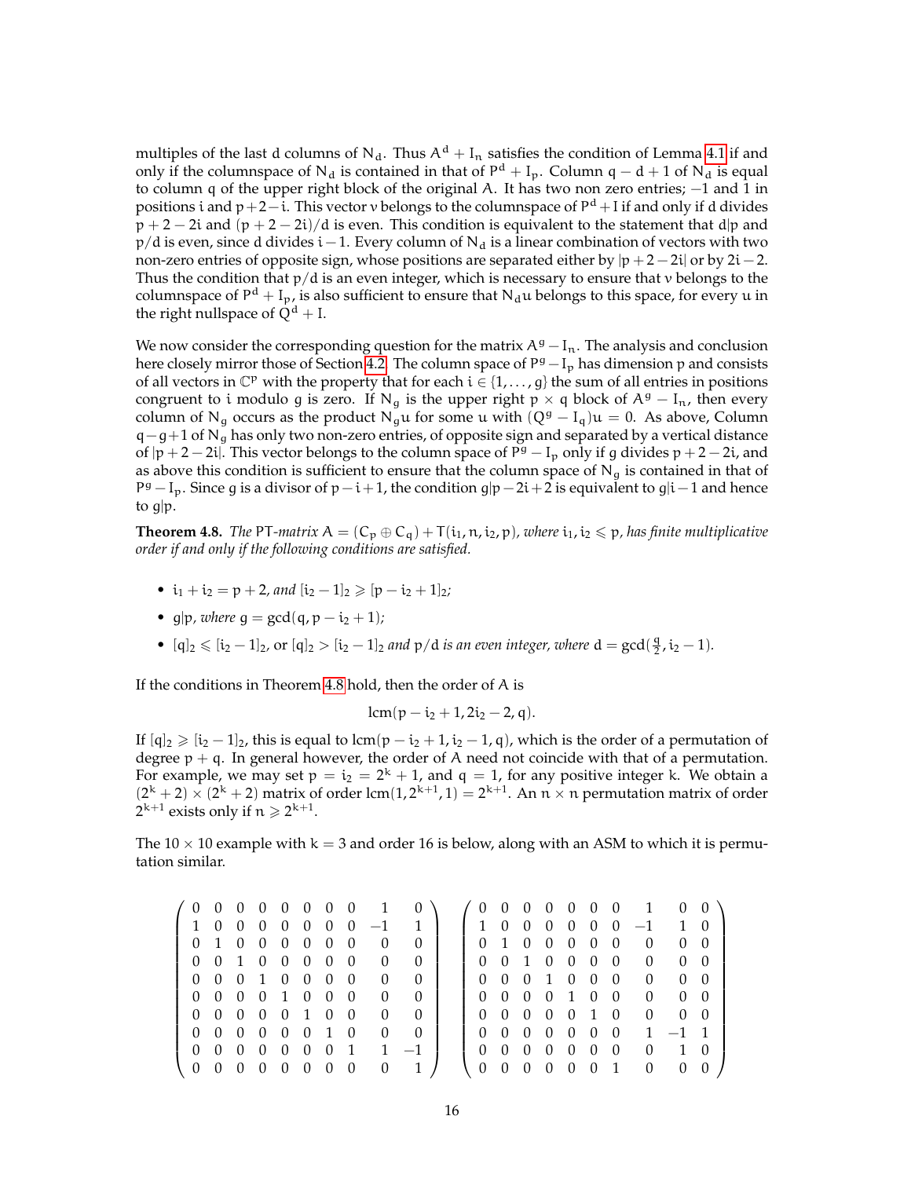multiples of the last $d$ columns of $N_d$. Thus $A^d + I_n$ satisfies the condition of Lemma 4.1 if and only if the columnspace of $N_d$ is contained in that of $P^d + I_p$. Column $q - d + 1$ of $N_d$ is equal to column $q$ of the upper right block of the original $A$. It has two non zero entries; $-1$ and $1$ in positions $i$ and $p+2-i$. This vector $v$ belongs to the columnspace of $P^d + I$ if and only if $d$ divides $p + 2 - 2i$ and $(p + 2 - 2i)/d$ is even. This condition is equivalent to the statement that $d|p$ and $p/d$ is even, since $d$ divides $i-1$. Every column of $N_d$ is a linear combination of vectors with two non-zero entries of opposite sign, whose positions are separated either by $|p+2-2i|$ or by $2i-2$. Thus the condition that $p/d$ is an even integer, which is necessary to ensure that $v$ belongs to the columnspace of $P^d + I_p$, is also sufficient to ensure that $N_d u$ belongs to this space, for every $u$ in the right nullspace of $Q^d + I$.

We now consider the corresponding question for the matrix $A^g - I_n$. The analysis and conclusion here closely mirror those of Section 4.2. The column space of $P^g - I_p$ has dimension $p$ and consists of all vectors in $\mathbb{C}^p$ with the property that for each $i \in \{1, \dots, g\}$ the sum of all entries in positions congruent to $i$ modulo $g$ is zero. If $N_g$ is the upper right $p \times q$ block of $A^g - I_n$, then every column of $N_g$ occurs as the product $N_g u$ for some $u$ with $(Q^g - I_q)u = 0$. As above, Column $q-g+1$ of $N_g$ has only two non-zero entries, of opposite sign and separated by a vertical distance of $|p+2-2i|$. This vector belongs to the column space of $P^g - I_p$ only if $g$ divides $p+2-2i$, and as above this condition is sufficient to ensure that the column space of $N_g$ is contained in that of $P^g - I_p$. Since $g$ is a divisor of $p-i+1$, the condition $g|p-2i+2$ is equivalent to $g|i-1$ and hence to $g|p$.

**Theorem 4.8.** *The* PT*-matrix* $A = (C_p \oplus C_q) + T(i_1, n, i_2, p)$*, where* $i_1, i_2 \leqslant p$*, has finite multiplicative order if and only if the following conditions are satisfied.*

- $i_1 + i_2 = p + 2$*, and* $[i_2 - 1]_2 \geqslant [p - i_2 + 1]_2$*;*
- $g|p$*, where* $g = \gcd(q, p - i_2 + 1)$*;*
- $[q]_2 \leqslant [i_2 - 1]_2$*, or* $[q]_2 > [i_2 - 1]_2$ *and* $p/d$ *is an even integer, where* $d = \gcd(\frac{q}{2}, i_2 - 1)$*.*

If the conditions in Theorem 4.8 hold, then the order of $A$ is

$$\mathrm{lcm}(p - i_2 + 1, 2i_2 - 2, q).$$

If $[q]_2 \geqslant [i_2 - 1]_2$, this is equal to $\mathrm{lcm}(p - i_2 + 1, i_2 - 1, q)$, which is the order of a permutation of degree $p + q$. In general however, the order of $A$ need not coincide with that of a permutation. For example, we may set $p = i_2 = 2^k + 1$, and $q = 1$, for any positive integer $k$. We obtain a $(2^k + 2) \times (2^k + 2)$ matrix of order $\mathrm{lcm}(1, 2^{k+1}, 1) = 2^{k+1}$. An $n \times n$ permutation matrix of order $2^{k+1}$ exists only if $n \geqslant 2^{k+1}$.

The $10 \times 10$ example with $k = 3$ and order 16 is below, along with an ASM to which it is permutation similar.

$$\begin{pmatrix}
0 & 0 & 0 & 0 & 0 & 0 & 0 & 0 & 1 & 0 \\
1 & 0 & 0 & 0 & 0 & 0 & 0 & 0 & -1 & 1 \\
0 & 1 & 0 & 0 & 0 & 0 & 0 & 0 & 0 & 0 \\
0 & 0 & 1 & 0 & 0 & 0 & 0 & 0 & 0 & 0 \\
0 & 0 & 0 & 1 & 0 & 0 & 0 & 0 & 0 & 0 \\
0 & 0 & 0 & 0 & 1 & 0 & 0 & 0 & 0 & 0 \\
0 & 0 & 0 & 0 & 0 & 1 & 0 & 0 & 0 & 0 \\
0 & 0 & 0 & 0 & 0 & 0 & 1 & 0 & 0 & 0 \\
0 & 0 & 0 & 0 & 0 & 0 & 0 & 1 & 1 & -1 \\
0 & 0 & 0 & 0 & 0 & 0 & 0 & 0 & 0 & 1
\end{pmatrix}
\quad
\begin{pmatrix}
0 & 0 & 0 & 0 & 0 & 0 & 0 & 1 & 0 & 0 \\
1 & 0 & 0 & 0 & 0 & 0 & 0 & -1 & 1 & 0 \\
0 & 1 & 0 & 0 & 0 & 0 & 0 & 0 & 0 & 0 \\
0 & 0 & 1 & 0 & 0 & 0 & 0 & 0 & 0 & 0 \\
0 & 0 & 0 & 1 & 0 & 0 & 0 & 0 & 0 & 0 \\
0 & 0 & 0 & 0 & 1 & 0 & 0 & 0 & 0 & 0 \\
0 & 0 & 0 & 0 & 0 & 1 & 0 & 0 & 0 & 0 \\
0 & 0 & 0 & 0 & 0 & 0 & 0 & 1 & -1 & 1 \\
0 & 0 & 0 & 0 & 0 & 0 & 0 & 0 & 1 & 0 \\
0 & 0 & 0 & 0 & 0 & 0 & 1 & 0 & 0 & 0
\end{pmatrix}$$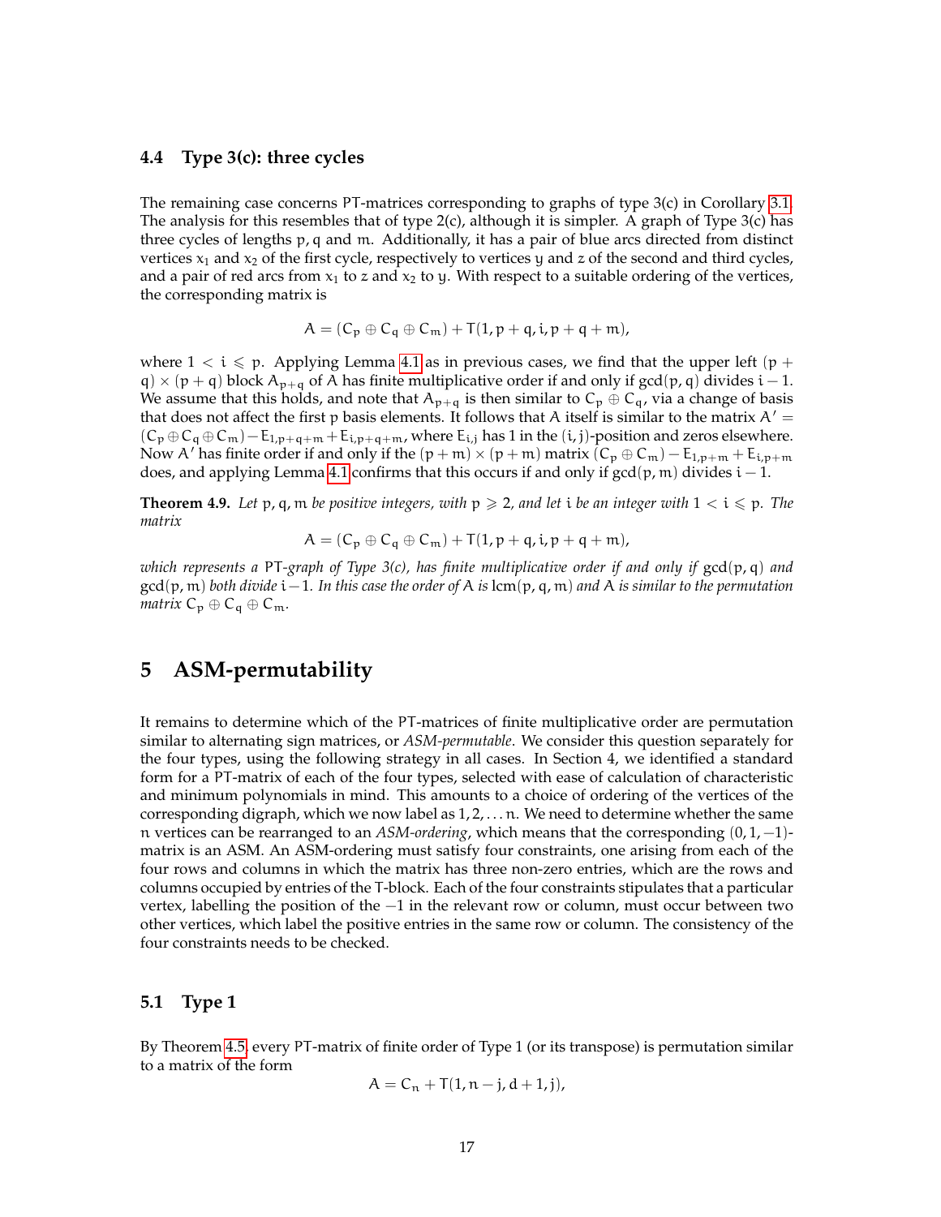### 4.4 Type 3(c): three cycles

The remaining case concerns PT-matrices corresponding to graphs of type 3(c) in Corollary 3.1. The analysis for this resembles that of type 2(c), although it is simpler. A graph of Type 3(c) has three cycles of lengths $p, q$ and $m$. Additionally, it has a pair of blue arcs directed from distinct vertices $x_1$ and $x_2$ of the first cycle, respectively to vertices $y$ and $z$ of the second and third cycles, and a pair of red arcs from $x_1$ to $z$ and $x_2$ to $y$. With respect to a suitable ordering of the vertices, the corresponding matrix is

$$A = (C_p \oplus C_q \oplus C_m) + T(1, p+q, i, p+q+m),$$

where $1 < i \leqslant p$. Applying Lemma 4.1 as in previous cases, we find that the upper left $(p+q) \times (p+q)$ block $A_{p+q}$ of $A$ has finite multiplicative order if and only if $\gcd(p, q)$ divides $i-1$. We assume that this holds, and note that $A_{p+q}$ is then similar to $C_p \oplus C_q$, via a change of basis that does not affect the first $p$ basis elements. It follows that $A$ itself is similar to the matrix $A' = (C_p \oplus C_q \oplus C_m) - E_{1,p+q+m} + E_{i,p+q+m}$, where $E_{i,j}$ has 1 in the $(i,j)$-position and zeros elsewhere. Now $A'$ has finite order if and only if the $(p+m) \times (p+m)$ matrix $(C_p \oplus C_m) - E_{1,p+m} + E_{i,p+m}$ does, and applying Lemma 4.1 confirms that this occurs if and only if $\gcd(p, m)$ divides $i-1$.

**Theorem 4.9.** *Let $p, q, m$ be positive integers, with $p \geqslant 2$, and let $i$ be an integer with $1 < i \leqslant p$. The matrix*

$$A = (C_p \oplus C_q \oplus C_m) + T(1, p+q, i, p+q+m),$$

*which represents a PT-graph of Type 3(c), has finite multiplicative order if and only if $\gcd(p, q)$ and $\gcd(p, m)$ both divide $i-1$. In this case the order of $A$ is $\operatorname{lcm}(p, q, m)$ and $A$ is similar to the permutation matrix $C_p \oplus C_q \oplus C_m$.*

## 5 ASM-permutability

It remains to determine which of the PT-matrices of finite multiplicative order are permutation similar to alternating sign matrices, or *ASM-permutable*. We consider this question separately for the four types, using the following strategy in all cases. In Section 4, we identified a standard form for a PT-matrix of each of the four types, selected with ease of calculation of characteristic and minimum polynomials in mind. This amounts to a choice of ordering of the vertices of the corresponding digraph, which we now label as $1, 2, \ldots n$. We need to determine whether the same $n$ vertices can be rearranged to an *ASM-ordering*, which means that the corresponding $(0, 1, -1)$-matrix is an ASM. An ASM-ordering must satisfy four constraints, one arising from each of the four rows and columns in which the matrix has three non-zero entries, which are the rows and columns occupied by entries of the T-block. Each of the four constraints stipulates that a particular vertex, labelling the position of the $-1$ in the relevant row or column, must occur between two other vertices, which label the positive entries in the same row or column. The consistency of the four constraints needs to be checked.

### 5.1 Type 1

By Theorem 4.5, every PT-matrix of finite order of Type 1 (or its transpose) is permutation similar to a matrix of the form

$$A = C_n + T(1, n-j, d+1, j),$$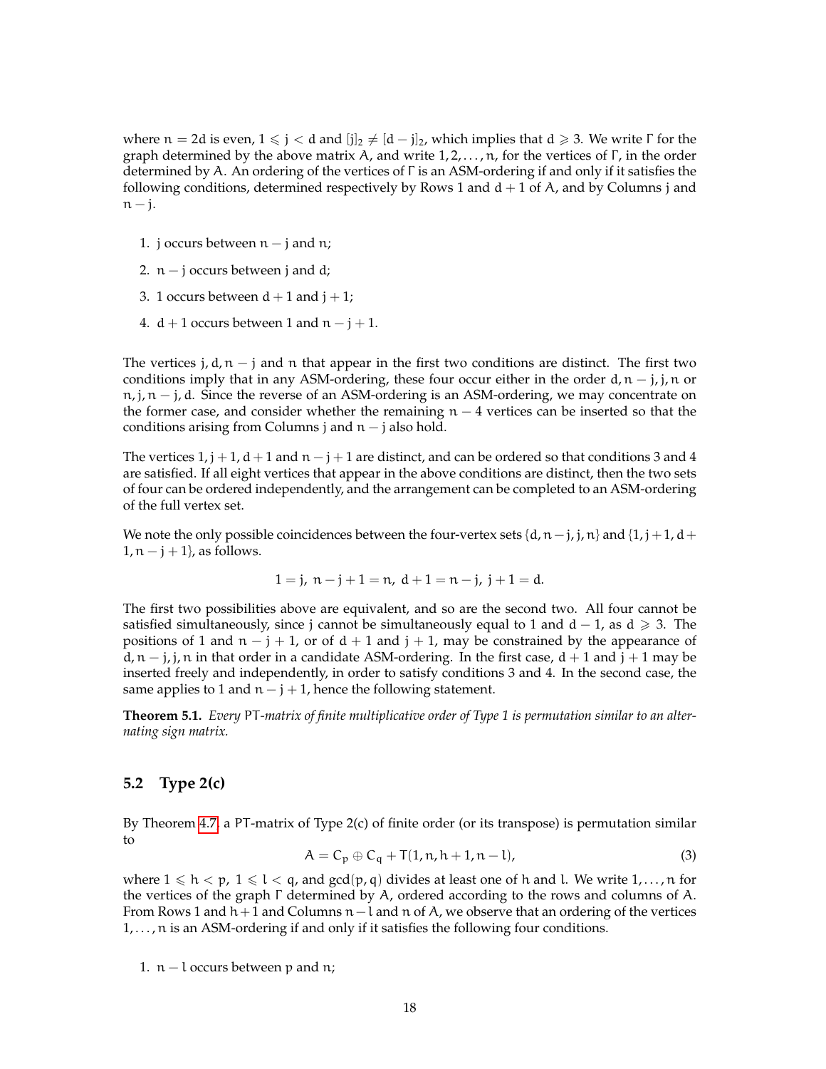where $n = 2d$ is even, $1 \leqslant j < d$ and $[j]_2 \neq [d-j]_2$, which implies that $d \geqslant 3$. We write $\Gamma$ for the graph determined by the above matrix $A$, and write $1, 2, \ldots, n$, for the vertices of $\Gamma$, in the order determined by $A$. An ordering of the vertices of $\Gamma$ is an ASM-ordering if and only if it satisfies the following conditions, determined respectively by Rows 1 and $d+1$ of $A$, and by Columns $j$ and $n-j$.

1. $j$ occurs between $n-j$ and $n$;
2. $n-j$ occurs between $j$ and $d$;
3. $1$ occurs between $d+1$ and $j+1$;
4. $d+1$ occurs between $1$ and $n-j+1$.

The vertices $j, d, n-j$ and $n$ that appear in the first two conditions are distinct. The first two conditions imply that in any ASM-ordering, these four occur either in the order $d, n-j, j, n$ or $n, j, n-j, d$. Since the reverse of an ASM-ordering is an ASM-ordering, we may concentrate on the former case, and consider whether the remaining $n-4$ vertices can be inserted so that the conditions arising from Columns $j$ and $n-j$ also hold.

The vertices $1, j+1, d+1$ and $n-j+1$ are distinct, and can be ordered so that conditions 3 and 4 are satisfied. If all eight vertices that appear in the above conditions are distinct, then the two sets of four can be ordered independently, and the arrangement can be completed to an ASM-ordering of the full vertex set.

We note the only possible coincidences between the four-vertex sets $\{d, n-j, j, n\}$ and $\{1, j+1, d+1, n-j+1\}$, as follows.

$$1 = j,\ n-j+1 = n,\ d+1 = n-j,\ j+1 = d.$$

The first two possibilities above are equivalent, and so are the second two. All four cannot be satisfied simultaneously, since $j$ cannot be simultaneously equal to 1 and $d-1$, as $d \geqslant 3$. The positions of 1 and $n-j+1$, or of $d+1$ and $j+1$, may be constrained by the appearance of $d, n-j, j, n$ in that order in a candidate ASM-ordering. In the first case, $d+1$ and $j+1$ may be inserted freely and independently, in order to satisfy conditions 3 and 4. In the second case, the same applies to 1 and $n-j+1$, hence the following statement.

**Theorem 5.1.** *Every* PT*-matrix of finite multiplicative order of Type 1 is permutation similar to an alternating sign matrix.*

## 5.2 Type 2(c)

By Theorem 4.7, a PT-matrix of Type 2(c) of finite order (or its transpose) is permutation similar to

$$A = C_p \oplus C_q + T(1, n, h+1, n-l), \tag{3}$$

where $1 \leqslant h < p$, $1 \leqslant l < q$, and $\gcd(p, q)$ divides at least one of $h$ and $l$. We write $1, \ldots, n$ for the vertices of the graph $\Gamma$ determined by $A$, ordered according to the rows and columns of $A$. From Rows 1 and $h+1$ and Columns $n-l$ and $n$ of $A$, we observe that an ordering of the vertices $1, \ldots, n$ is an ASM-ordering if and only if it satisfies the following four conditions.

1. $n-l$ occurs between $p$ and $n$;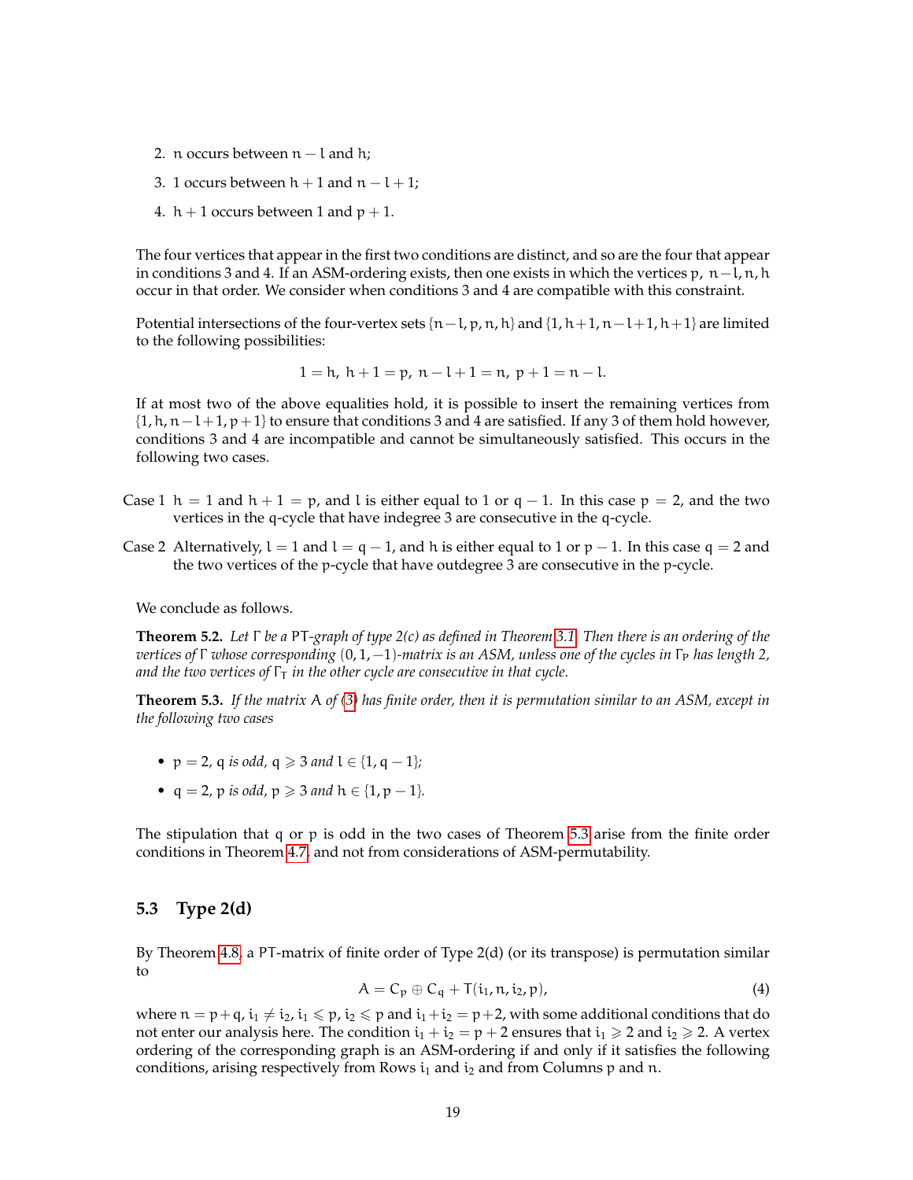2. $n$ occurs between $n-l$ and $h$;
3. $1$ occurs between $h+1$ and $n-l+1$;
4. $h+1$ occurs between $1$ and $p+1$.

The four vertices that appear in the first two conditions are distinct, and so are the four that appear in conditions 3 and 4. If an ASM-ordering exists, then one exists in which the vertices $p,\ n-l, n, h$ occur in that order. We consider when conditions 3 and 4 are compatible with this constraint.

Potential intersections of the four-vertex sets $\{n-l, p, n, h\}$ and $\{1, h+1, n-l+1, h+1\}$ are limited to the following possibilities:

$$1 = h,\ h+1 = p,\ n-l+1 = n,\ p+1 = n-l.$$

If at most two of the above equalities hold, it is possible to insert the remaining vertices from $\{1, h, n-l+1, p+1\}$ to ensure that conditions 3 and 4 are satisfied. If any 3 of them hold however, conditions 3 and 4 are incompatible and cannot be simultaneously satisfied. This occurs in the following two cases.

Case 1 $h = 1$ and $h+1 = p$, and $l$ is either equal to 1 or $q-1$. In this case $p = 2$, and the two vertices in the q-cycle that have indegree 3 are consecutive in the q-cycle.

Case 2 Alternatively, $l = 1$ and $l = q-1$, and $h$ is either equal to 1 or $p-1$. In this case $q = 2$ and the two vertices of the p-cycle that have outdegree 3 are consecutive in the p-cycle.

We conclude as follows.

**Theorem 5.2.** *Let $\Gamma$ be a PT-graph of type 2(c) as defined in Theorem 3.1. Then there is an ordering of the vertices of $\Gamma$ whose corresponding $(0, 1, -1)$-matrix is an ASM, unless one of the cycles in $\Gamma_P$ has length 2, and the two vertices of $\Gamma_T$ in the other cycle are consecutive in that cycle.*

**Theorem 5.3.** *If the matrix A of (3) has finite order, then it is permutation similar to an ASM, except in the following two cases*

- $p = 2$, *q is odd,* $q \geqslant 3$ *and* $l \in \{1, q-1\}$;
- $q = 2$, *p is odd,* $p \geqslant 3$ *and* $h \in \{1, p-1\}$.

The stipulation that q or p is odd in the two cases of Theorem 5.3 arise from the finite order conditions in Theorem 4.7 and not from considerations of ASM-permutability.

### 5.3 Type 2(d)

By Theorem 4.8, a PT-matrix of finite order of Type 2(d) (or its transpose) is permutation similar to

$$A = C_p \oplus C_q + T(i_1, n, i_2, p), \tag{4}$$

where $n = p+q$, $i_1 \neq i_2$, $i_1 \leqslant p$, $i_2 \leqslant p$ and $i_1 + i_2 = p+2$, with some additional conditions that do not enter our analysis here. The condition $i_1 + i_2 = p+2$ ensures that $i_1 \geqslant 2$ and $i_2 \geqslant 2$. A vertex ordering of the corresponding graph is an ASM-ordering if and only if it satisfies the following conditions, arising respectively from Rows $i_1$ and $i_2$ and from Columns $p$ and $n$.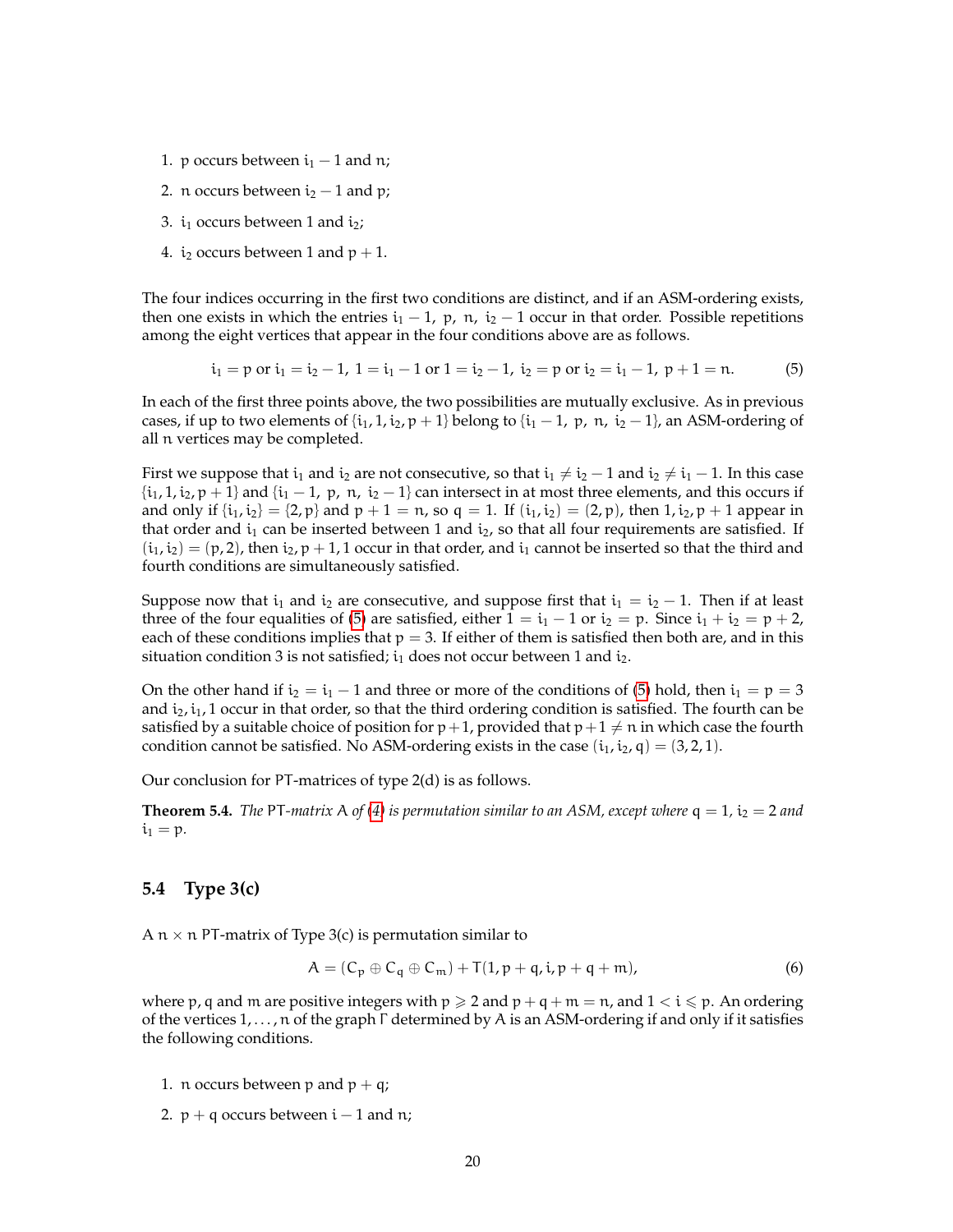1. $p$ occurs between $i_1 - 1$ and $n$;
2. $n$ occurs between $i_2 - 1$ and $p$;
3. $i_1$ occurs between $1$ and $i_2$;
4. $i_2$ occurs between $1$ and $p + 1$.

The four indices occurring in the first two conditions are distinct, and if an ASM-ordering exists, then one exists in which the entries $i_1 - 1,\ p,\ n,\ i_2 - 1$ occur in that order. Possible repetitions among the eight vertices that appear in the four conditions above are as follows.

$$i_1 = p \text{ or } i_1 = i_2 - 1,\ 1 = i_1 - 1 \text{ or } 1 = i_2 - 1,\ i_2 = p \text{ or } i_2 = i_1 - 1,\ p + 1 = n. \tag{5}$$

In each of the first three points above, the two possibilities are mutually exclusive. As in previous cases, if up to two elements of $\{i_1, 1, i_2, p+1\}$ belong to $\{i_1 - 1,\ p,\ n,\ i_2 - 1\}$, an ASM-ordering of all $n$ vertices may be completed.

First we suppose that $i_1$ and $i_2$ are not consecutive, so that $i_1 \neq i_2 - 1$ and $i_2 \neq i_1 - 1$. In this case $\{i_1, 1, i_2, p+1\}$ and $\{i_1 - 1,\ p,\ n,\ i_2 - 1\}$ can intersect in at most three elements, and this occurs if and only if $\{i_1, i_2\} = \{2, p\}$ and $p + 1 = n$, so $q = 1$. If $(i_1, i_2) = (2, p)$, then $1, i_2, p+1$ appear in that order and $i_1$ can be inserted between $1$ and $i_2$, so that all four requirements are satisfied. If $(i_1, i_2) = (p, 2)$, then $i_2, p+1, 1$ occur in that order, and $i_1$ cannot be inserted so that the third and fourth conditions are simultaneously satisfied.

Suppose now that $i_1$ and $i_2$ are consecutive, and suppose first that $i_1 = i_2 - 1$. Then if at least three of the four equalities of (5) are satisfied, either $1 = i_1 - 1$ or $i_2 = p$. Since $i_1 + i_2 = p + 2$, each of these conditions implies that $p = 3$. If either of them is satisfied then both are, and in this situation condition 3 is not satisfied; $i_1$ does not occur between $1$ and $i_2$.

On the other hand if $i_2 = i_1 - 1$ and three or more of the conditions of (5) hold, then $i_1 = p = 3$ and $i_2, i_1, 1$ occur in that order, so that the third ordering condition is satisfied. The fourth can be satisfied by a suitable choice of position for $p+1$, provided that $p+1 \neq n$ in which case the fourth condition cannot be satisfied. No ASM-ordering exists in the case $(i_1, i_2, q) = (3, 2, 1)$.

Our conclusion for PT-matrices of type 2(d) is as follows.

**Theorem 5.4.** *The* PT*-matrix* $A$ *of (4) is permutation similar to an ASM, except where* $q = 1$*,* $i_2 = 2$ *and* $i_1 = p$*.*

### 5.4 Type 3(c)

A $n \times n$ PT-matrix of Type 3(c) is permutation similar to

$$A = (C_p \oplus C_q \oplus C_m) + T(1, p+q, i, p+q+m), \tag{6}$$

where $p$, $q$ and $m$ are positive integers with $p \geqslant 2$ and $p + q + m = n$, and $1 < i \leqslant p$. An ordering of the vertices $1, \ldots, n$ of the graph $\Gamma$ determined by $A$ is an ASM-ordering if and only if it satisfies the following conditions.

1. $n$ occurs between $p$ and $p + q$;
2. $p + q$ occurs between $i - 1$ and $n$;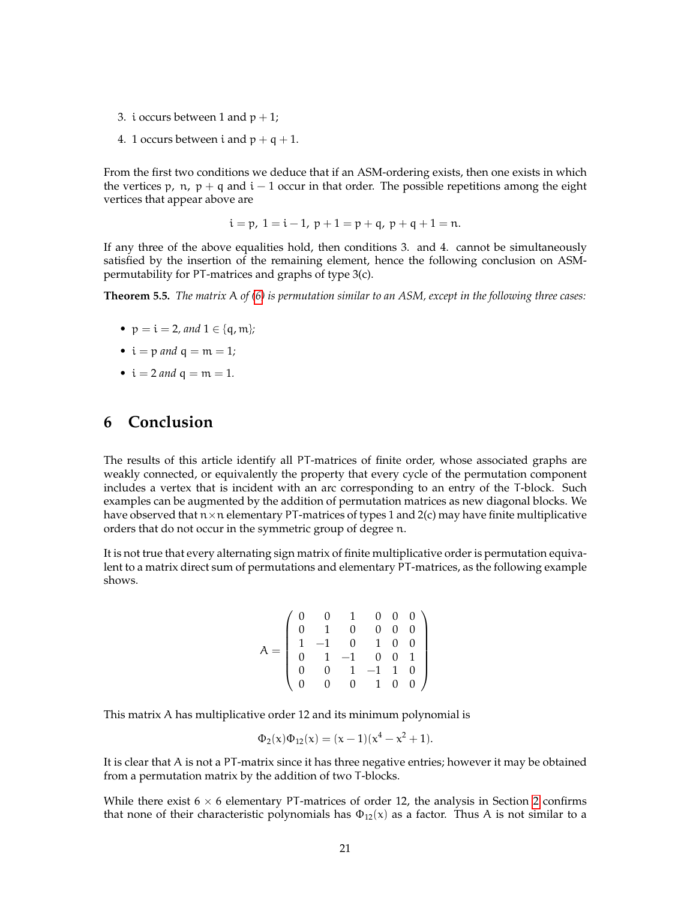3. $i$ occurs between 1 and $p+1$;
4. 1 occurs between $i$ and $p+q+1$.

From the first two conditions we deduce that if an ASM-ordering exists, then one exists in which the vertices $p$, $n$, $p+q$ and $i-1$ occur in that order. The possible repetitions among the eight vertices that appear above are

$$i = p,\ 1 = i-1,\ p+1 = p+q,\ p+q+1 = n.$$

If any three of the above equalities hold, then conditions 3. and 4. cannot be simultaneously satisfied by the insertion of the remaining element, hence the following conclusion on ASM-permutability for PT-matrices and graphs of type 3(c).

**Theorem 5.5.** *The matrix* $A$ *of (6) is permutation similar to an ASM, except in the following three cases:*

- $p = i = 2$, *and* $1 \in \{q, m\}$;
- $i = p$ *and* $q = m = 1$;
- $i = 2$ *and* $q = m = 1$.

# 6 Conclusion

The results of this article identify all PT-matrices of finite order, whose associated graphs are weakly connected, or equivalently the property that every cycle of the permutation component includes a vertex that is incident with an arc corresponding to an entry of the T-block. Such examples can be augmented by the addition of permutation matrices as new diagonal blocks. We have observed that $n \times n$ elementary PT-matrices of types 1 and 2(c) may have finite multiplicative orders that do not occur in the symmetric group of degree $n$.

It is not true that every alternating sign matrix of finite multiplicative order is permutation equivalent to a matrix direct sum of permutations and elementary PT-matrices, as the following example shows.

$$A = \begin{pmatrix} 0 & 0 & 1 & 0 & 0 & 0 \\ 0 & 1 & 0 & 0 & 0 & 0 \\ 1 & -1 & 0 & 1 & 0 & 0 \\ 0 & 1 & -1 & 0 & 0 & 1 \\ 0 & 0 & 1 & -1 & 1 & 0 \\ 0 & 0 & 0 & 1 & 0 & 0 \end{pmatrix}$$

This matrix $A$ has multiplicative order 12 and its minimum polynomial is

$$\Phi_2(x)\Phi_{12}(x) = (x-1)(x^4 - x^2 + 1).$$

It is clear that $A$ is not a PT-matrix since it has three negative entries; however it may be obtained from a permutation matrix by the addition of two T-blocks.

While there exist $6 \times 6$ elementary PT-matrices of order 12, the analysis in Section 2 confirms that none of their characteristic polynomials has $\Phi_{12}(x)$ as a factor. Thus $A$ is not similar to a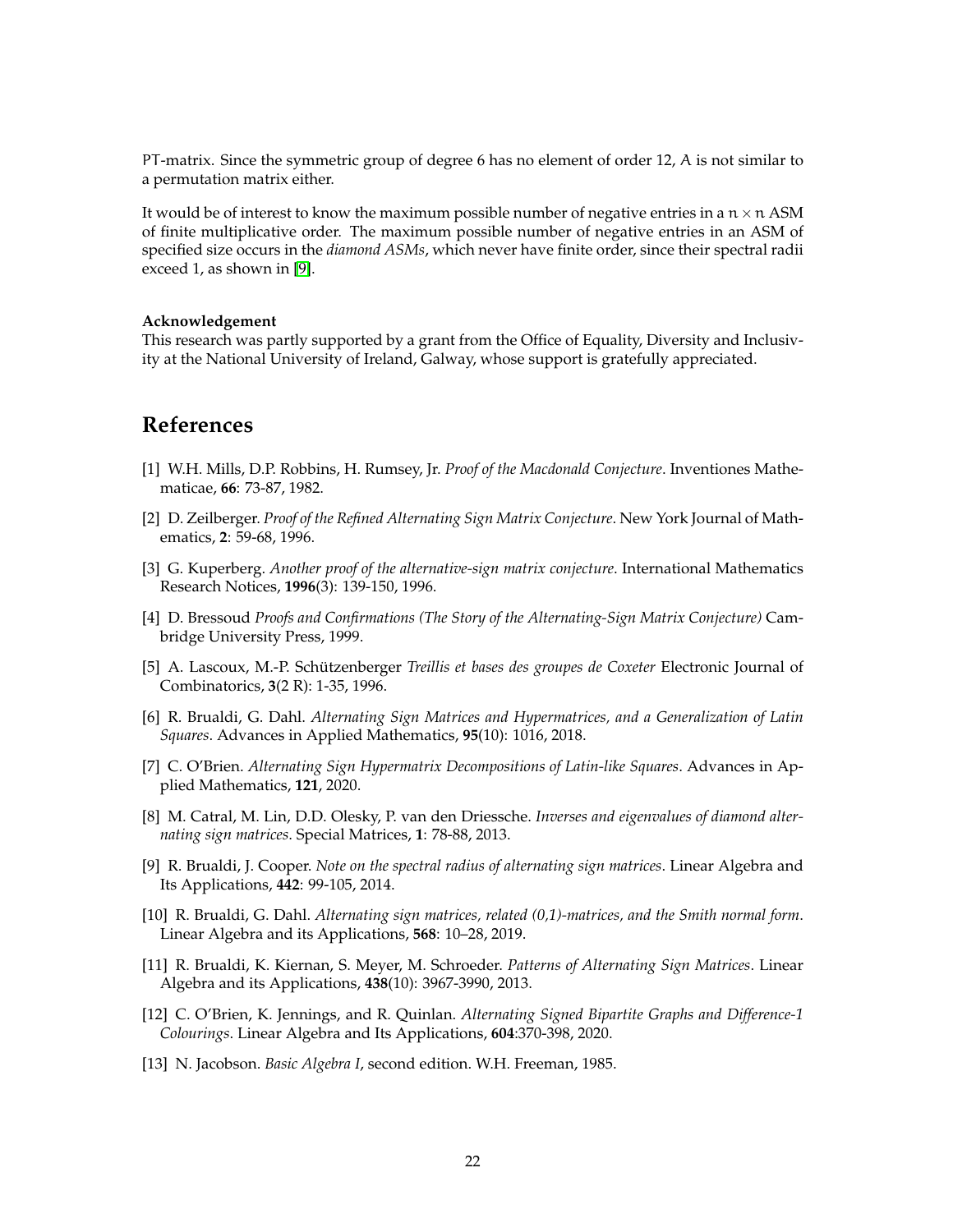PT-matrix. Since the symmetric group of degree 6 has no element of order 12, $A$ is not similar to a permutation matrix either.

It would be of interest to know the maximum possible number of negative entries in a $n \times n$ ASM of finite multiplicative order. The maximum possible number of negative entries in an ASM of specified size occurs in the *diamond ASMs*, which never have finite order, since their spectral radii exceed 1, as shown in [9].

**Acknowledgement**
This research was partly supported by a grant from the Office of Equality, Diversity and Inclusivity at the National University of Ireland, Galway, whose support is gratefully appreciated.

## References

[1] W.H. Mills, D.P. Robbins, H. Rumsey, Jr. *Proof of the Macdonald Conjecture*. Inventiones Mathematicae, **66**: 73-87, 1982.

[2] D. Zeilberger. *Proof of the Refined Alternating Sign Matrix Conjecture*. New York Journal of Mathematics, **2**: 59-68, 1996.

[3] G. Kuperberg. *Another proof of the alternative-sign matrix conjecture*. International Mathematics Research Notices, **1996**(3): 139-150, 1996.

[4] D. Bressoud *Proofs and Confirmations (The Story of the Alternating-Sign Matrix Conjecture)* Cambridge University Press, 1999.

[5] A. Lascoux, M.-P. Schützenberger *Treillis et bases des groupes de Coxeter* Electronic Journal of Combinatorics, **3**(2 R): 1-35, 1996.

[6] R. Brualdi, G. Dahl. *Alternating Sign Matrices and Hypermatrices, and a Generalization of Latin Squares*. Advances in Applied Mathematics, **95**(10): 1016, 2018.

[7] C. O'Brien. *Alternating Sign Hypermatrix Decompositions of Latin-like Squares*. Advances in Applied Mathematics, **121**, 2020.

[8] M. Catral, M. Lin, D.D. Olesky, P. van den Driessche. *Inverses and eigenvalues of diamond alternating sign matrices*. Special Matrices, **1**: 78-88, 2013.

[9] R. Brualdi, J. Cooper. *Note on the spectral radius of alternating sign matrices*. Linear Algebra and Its Applications, **442**: 99-105, 2014.

[10] R. Brualdi, G. Dahl. *Alternating sign matrices, related (0,1)-matrices, and the Smith normal form*. Linear Algebra and its Applications, **568**: 10–28, 2019.

[11] R. Brualdi, K. Kiernan, S. Meyer, M. Schroeder. *Patterns of Alternating Sign Matrices*. Linear Algebra and its Applications, **438**(10): 3967-3990, 2013.

[12] C. O'Brien, K. Jennings, and R. Quinlan. *Alternating Signed Bipartite Graphs and Difference-1 Colourings*. Linear Algebra and Its Applications, **604**:370-398, 2020.

[13] N. Jacobson. *Basic Algebra I*, second edition. W.H. Freeman, 1985.